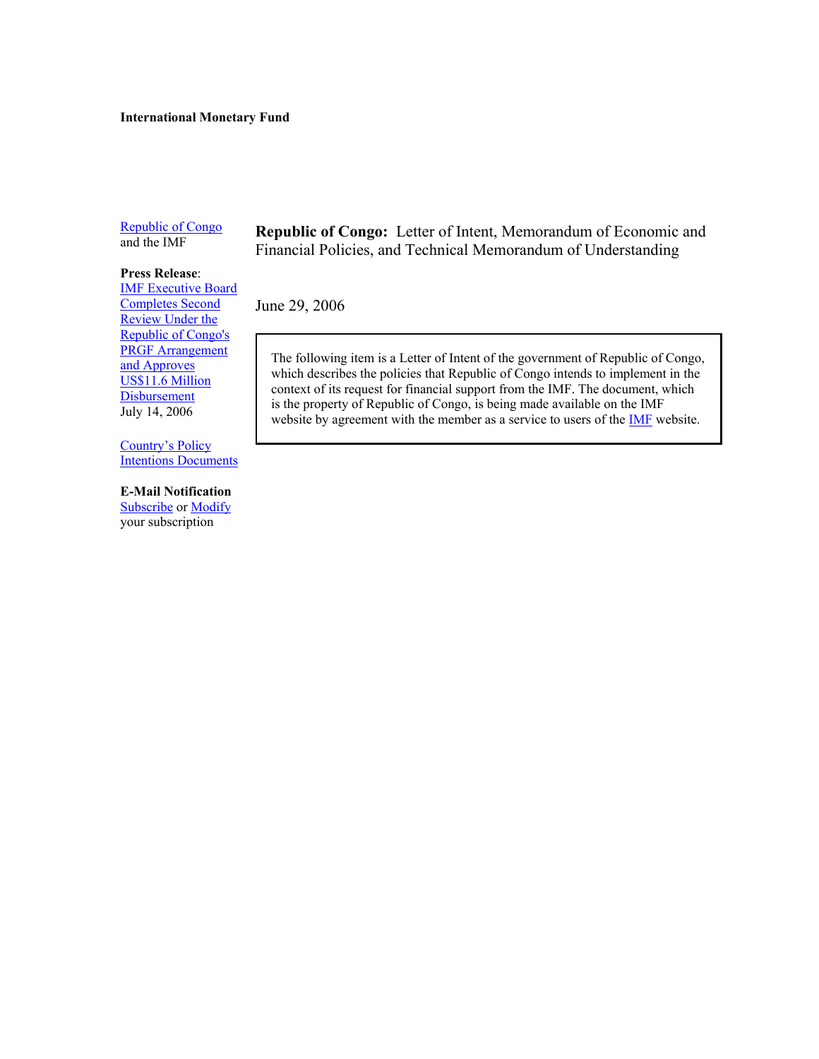**International Monetary Fund**

Republic of Congo and the IMF

**Press Release**:
IMF Executive Board Completes Second Review Under the Republic of Congo's PRGF Arrangement and Approves US$11.6 Million Disbursement
July 14, 2006

Country's Policy Intentions Documents

**E-Mail Notification**
Subscribe or Modify your subscription

**Republic of Congo:** Letter of Intent, Memorandum of Economic and Financial Policies, and Technical Memorandum of Understanding

June 29, 2006

The following item is a Letter of Intent of the government of Republic of Congo, which describes the policies that Republic of Congo intends to implement in the context of its request for financial support from the IMF. The document, which is the property of Republic of Congo, is being made available on the IMF website by agreement with the member as a service to users of the IMF website.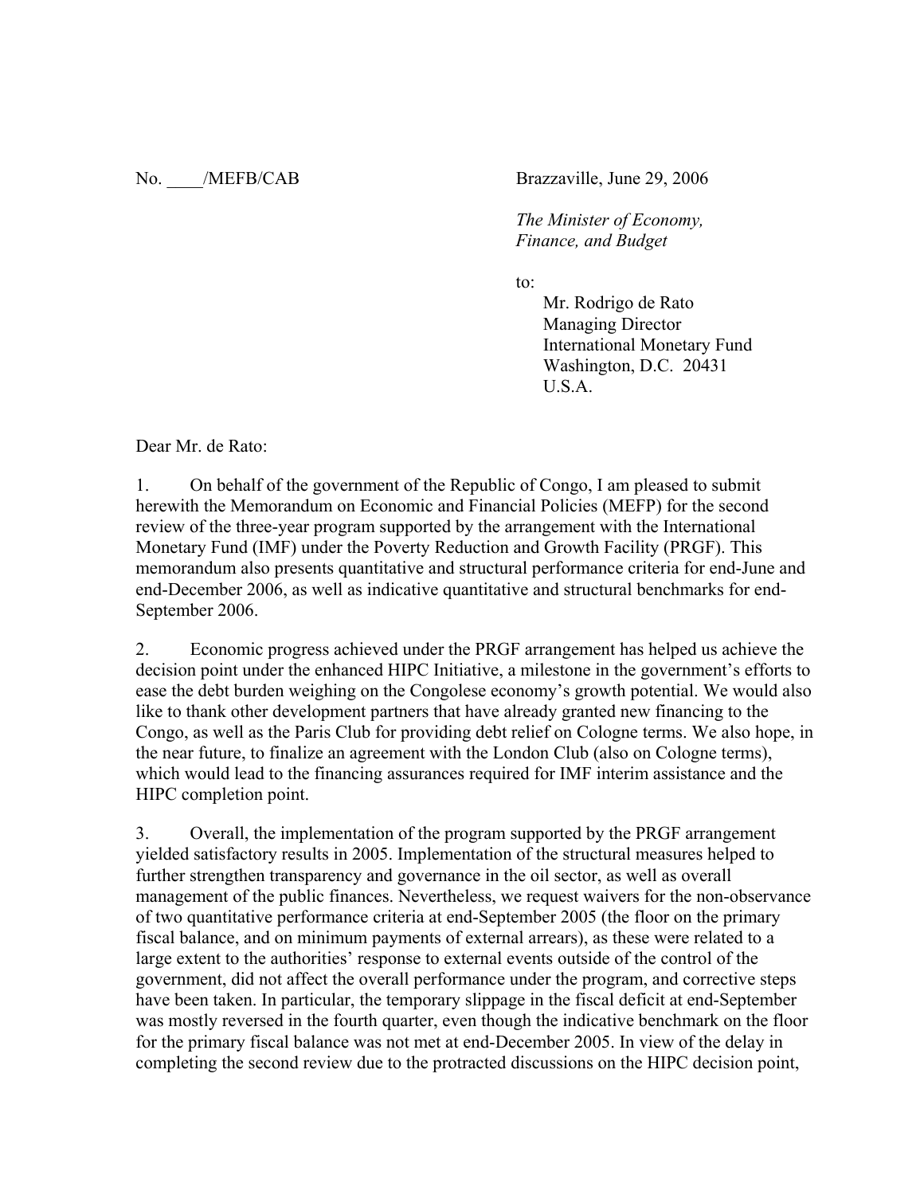No. ____/MEFB/CAB

Brazzaville, June 29, 2006

*The Minister of Economy, Finance, and Budget*

to:

Mr. Rodrigo de Rato
Managing Director
International Monetary Fund
Washington, D.C. 20431
U.S.A.

Dear Mr. de Rato:

1. On behalf of the government of the Republic of Congo, I am pleased to submit herewith the Memorandum on Economic and Financial Policies (MEFP) for the second review of the three-year program supported by the arrangement with the International Monetary Fund (IMF) under the Poverty Reduction and Growth Facility (PRGF). This memorandum also presents quantitative and structural performance criteria for end-June and end-December 2006, as well as indicative quantitative and structural benchmarks for end-September 2006.

2. Economic progress achieved under the PRGF arrangement has helped us achieve the decision point under the enhanced HIPC Initiative, a milestone in the government's efforts to ease the debt burden weighing on the Congolese economy's growth potential. We would also like to thank other development partners that have already granted new financing to the Congo, as well as the Paris Club for providing debt relief on Cologne terms. We also hope, in the near future, to finalize an agreement with the London Club (also on Cologne terms), which would lead to the financing assurances required for IMF interim assistance and the HIPC completion point.

3. Overall, the implementation of the program supported by the PRGF arrangement yielded satisfactory results in 2005. Implementation of the structural measures helped to further strengthen transparency and governance in the oil sector, as well as overall management of the public finances. Nevertheless, we request waivers for the non-observance of two quantitative performance criteria at end-September 2005 (the floor on the primary fiscal balance, and on minimum payments of external arrears), as these were related to a large extent to the authorities' response to external events outside of the control of the government, did not affect the overall performance under the program, and corrective steps have been taken. In particular, the temporary slippage in the fiscal deficit at end-September was mostly reversed in the fourth quarter, even though the indicative benchmark on the floor for the primary fiscal balance was not met at end-December 2005. In view of the delay in completing the second review due to the protracted discussions on the HIPC decision point,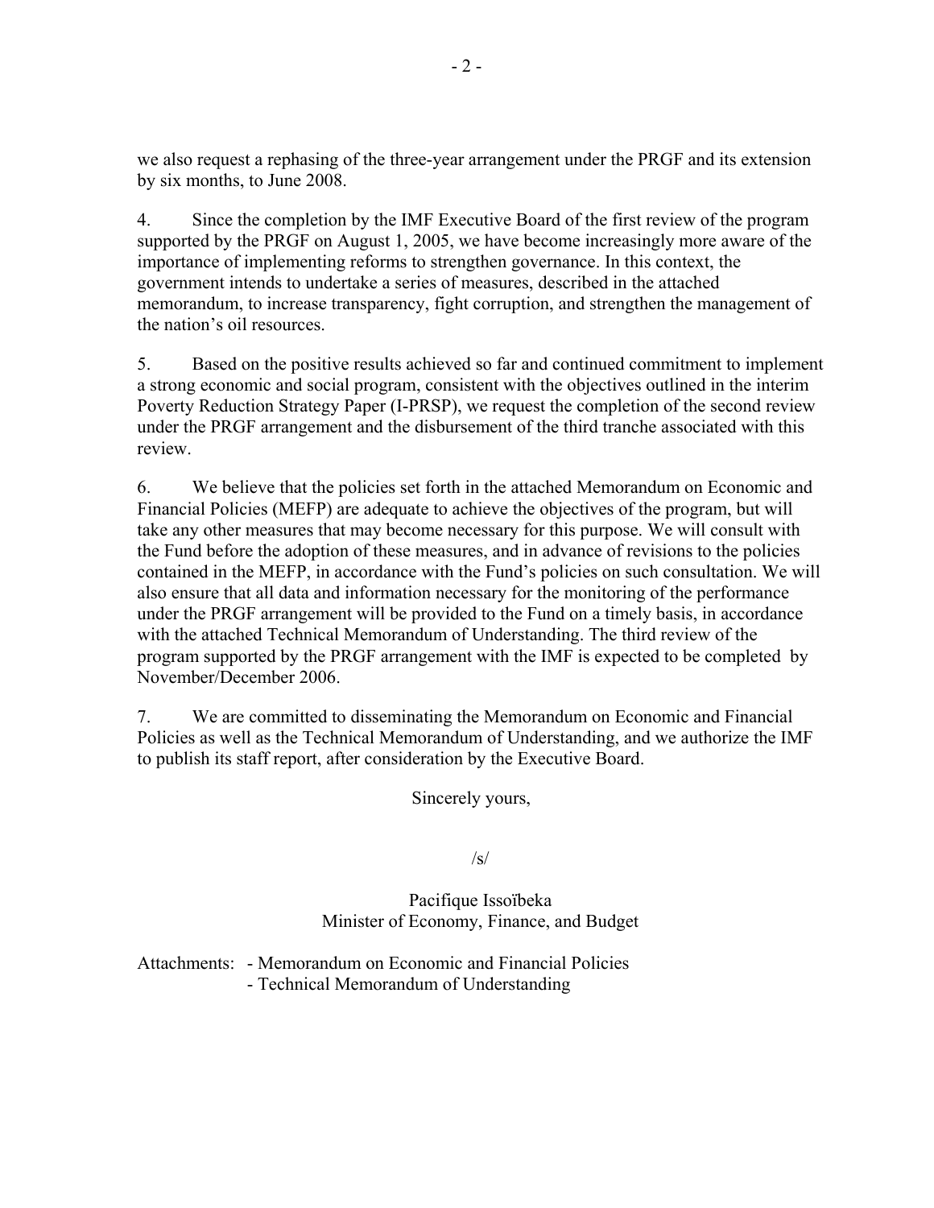we also request a rephasing of the three-year arrangement under the PRGF and its extension by six months, to June 2008.

4. Since the completion by the IMF Executive Board of the first review of the program supported by the PRGF on August 1, 2005, we have become increasingly more aware of the importance of implementing reforms to strengthen governance. In this context, the government intends to undertake a series of measures, described in the attached memorandum, to increase transparency, fight corruption, and strengthen the management of the nation's oil resources.

5. Based on the positive results achieved so far and continued commitment to implement a strong economic and social program, consistent with the objectives outlined in the interim Poverty Reduction Strategy Paper (I-PRSP), we request the completion of the second review under the PRGF arrangement and the disbursement of the third tranche associated with this review.

6. We believe that the policies set forth in the attached Memorandum on Economic and Financial Policies (MEFP) are adequate to achieve the objectives of the program, but will take any other measures that may become necessary for this purpose. We will consult with the Fund before the adoption of these measures, and in advance of revisions to the policies contained in the MEFP, in accordance with the Fund's policies on such consultation. We will also ensure that all data and information necessary for the monitoring of the performance under the PRGF arrangement will be provided to the Fund on a timely basis, in accordance with the attached Technical Memorandum of Understanding. The third review of the program supported by the PRGF arrangement with the IMF is expected to be completed by November/December 2006.

7. We are committed to disseminating the Memorandum on Economic and Financial Policies as well as the Technical Memorandum of Understanding, and we authorize the IMF to publish its staff report, after consideration by the Executive Board.

Sincerely yours,

/s/

Pacifique Issoïbeka
Minister of Economy, Finance, and Budget

Attachments:
- Memorandum on Economic and Financial Policies
- Technical Memorandum of Understanding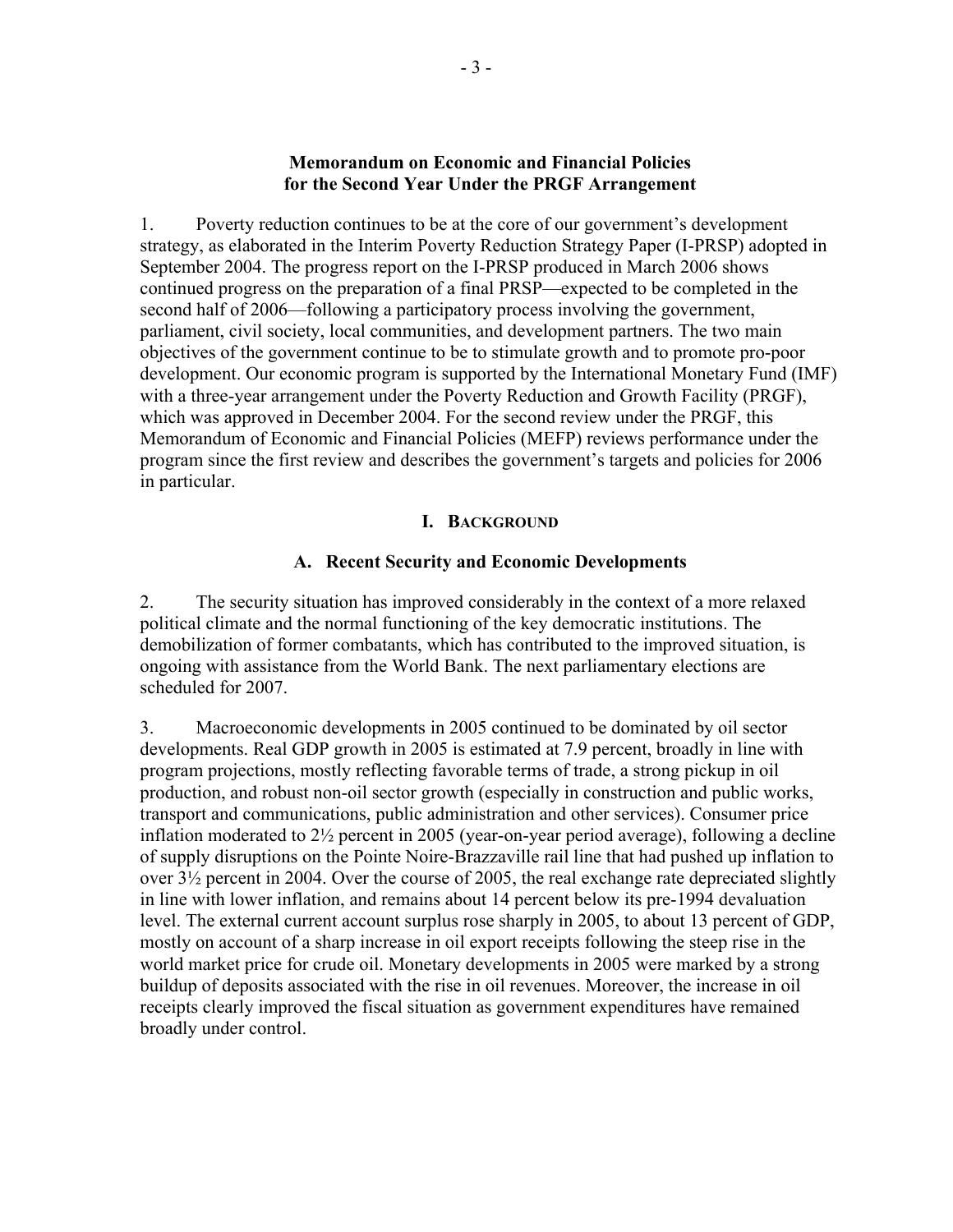## Memorandum on Economic and Financial Policies for the Second Year Under the PRGF Arrangement

1. Poverty reduction continues to be at the core of our government's development strategy, as elaborated in the Interim Poverty Reduction Strategy Paper (I-PRSP) adopted in September 2004. The progress report on the I-PRSP produced in March 2006 shows continued progress on the preparation of a final PRSP—expected to be completed in the second half of 2006—following a participatory process involving the government, parliament, civil society, local communities, and development partners. The two main objectives of the government continue to be to stimulate growth and to promote pro-poor development. Our economic program is supported by the International Monetary Fund (IMF) with a three-year arrangement under the Poverty Reduction and Growth Facility (PRGF), which was approved in December 2004. For the second review under the PRGF, this Memorandum of Economic and Financial Policies (MEFP) reviews performance under the program since the first review and describes the government's targets and policies for 2006 in particular.

### I. Background

#### A. Recent Security and Economic Developments

2. The security situation has improved considerably in the context of a more relaxed political climate and the normal functioning of the key democratic institutions. The demobilization of former combatants, which has contributed to the improved situation, is ongoing with assistance from the World Bank. The next parliamentary elections are scheduled for 2007.

3. Macroeconomic developments in 2005 continued to be dominated by oil sector developments. Real GDP growth in 2005 is estimated at 7.9 percent, broadly in line with program projections, mostly reflecting favorable terms of trade, a strong pickup in oil production, and robust non-oil sector growth (especially in construction and public works, transport and communications, public administration and other services). Consumer price inflation moderated to 2½ percent in 2005 (year-on-year period average), following a decline of supply disruptions on the Pointe Noire-Brazzaville rail line that had pushed up inflation to over 3½ percent in 2004. Over the course of 2005, the real exchange rate depreciated slightly in line with lower inflation, and remains about 14 percent below its pre-1994 devaluation level. The external current account surplus rose sharply in 2005, to about 13 percent of GDP, mostly on account of a sharp increase in oil export receipts following the steep rise in the world market price for crude oil. Monetary developments in 2005 were marked by a strong buildup of deposits associated with the rise in oil revenues. Moreover, the increase in oil receipts clearly improved the fiscal situation as government expenditures have remained broadly under control.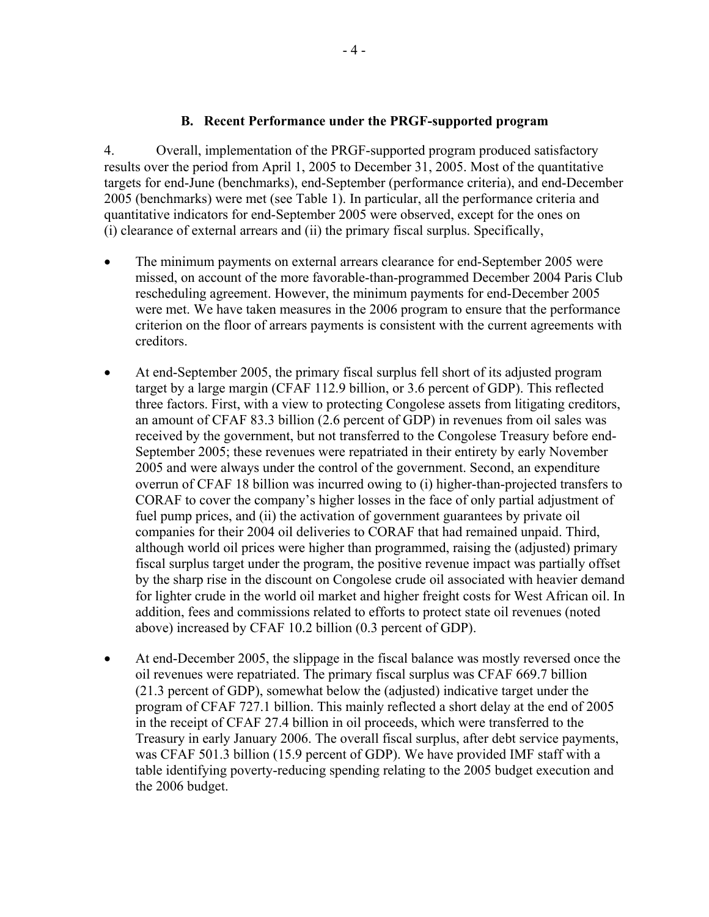### B. Recent Performance under the PRGF-supported program

4. Overall, implementation of the PRGF-supported program produced satisfactory results over the period from April 1, 2005 to December 31, 2005. Most of the quantitative targets for end-June (benchmarks), end-September (performance criteria), and end-December 2005 (benchmarks) were met (see Table 1). In particular, all the performance criteria and quantitative indicators for end-September 2005 were observed, except for the ones on (i) clearance of external arrears and (ii) the primary fiscal surplus. Specifically,

- The minimum payments on external arrears clearance for end-September 2005 were missed, on account of the more favorable-than-programmed December 2004 Paris Club rescheduling agreement. However, the minimum payments for end-December 2005 were met. We have taken measures in the 2006 program to ensure that the performance criterion on the floor of arrears payments is consistent with the current agreements with creditors.

- At end-September 2005, the primary fiscal surplus fell short of its adjusted program target by a large margin (CFAF 112.9 billion, or 3.6 percent of GDP). This reflected three factors. First, with a view to protecting Congolese assets from litigating creditors, an amount of CFAF 83.3 billion (2.6 percent of GDP) in revenues from oil sales was received by the government, but not transferred to the Congolese Treasury before end-September 2005; these revenues were repatriated in their entirety by early November 2005 and were always under the control of the government. Second, an expenditure overrun of CFAF 18 billion was incurred owing to (i) higher-than-projected transfers to CORAF to cover the company's higher losses in the face of only partial adjustment of fuel pump prices, and (ii) the activation of government guarantees by private oil companies for their 2004 oil deliveries to CORAF that had remained unpaid. Third, although world oil prices were higher than programmed, raising the (adjusted) primary fiscal surplus target under the program, the positive revenue impact was partially offset by the sharp rise in the discount on Congolese crude oil associated with heavier demand for lighter crude in the world oil market and higher freight costs for West African oil. In addition, fees and commissions related to efforts to protect state oil revenues (noted above) increased by CFAF 10.2 billion (0.3 percent of GDP).

- At end-December 2005, the slippage in the fiscal balance was mostly reversed once the oil revenues were repatriated. The primary fiscal surplus was CFAF 669.7 billion (21.3 percent of GDP), somewhat below the (adjusted) indicative target under the program of CFAF 727.1 billion. This mainly reflected a short delay at the end of 2005 in the receipt of CFAF 27.4 billion in oil proceeds, which were transferred to the Treasury in early January 2006. The overall fiscal surplus, after debt service payments, was CFAF 501.3 billion (15.9 percent of GDP). We have provided IMF staff with a table identifying poverty-reducing spending relating to the 2005 budget execution and the 2006 budget.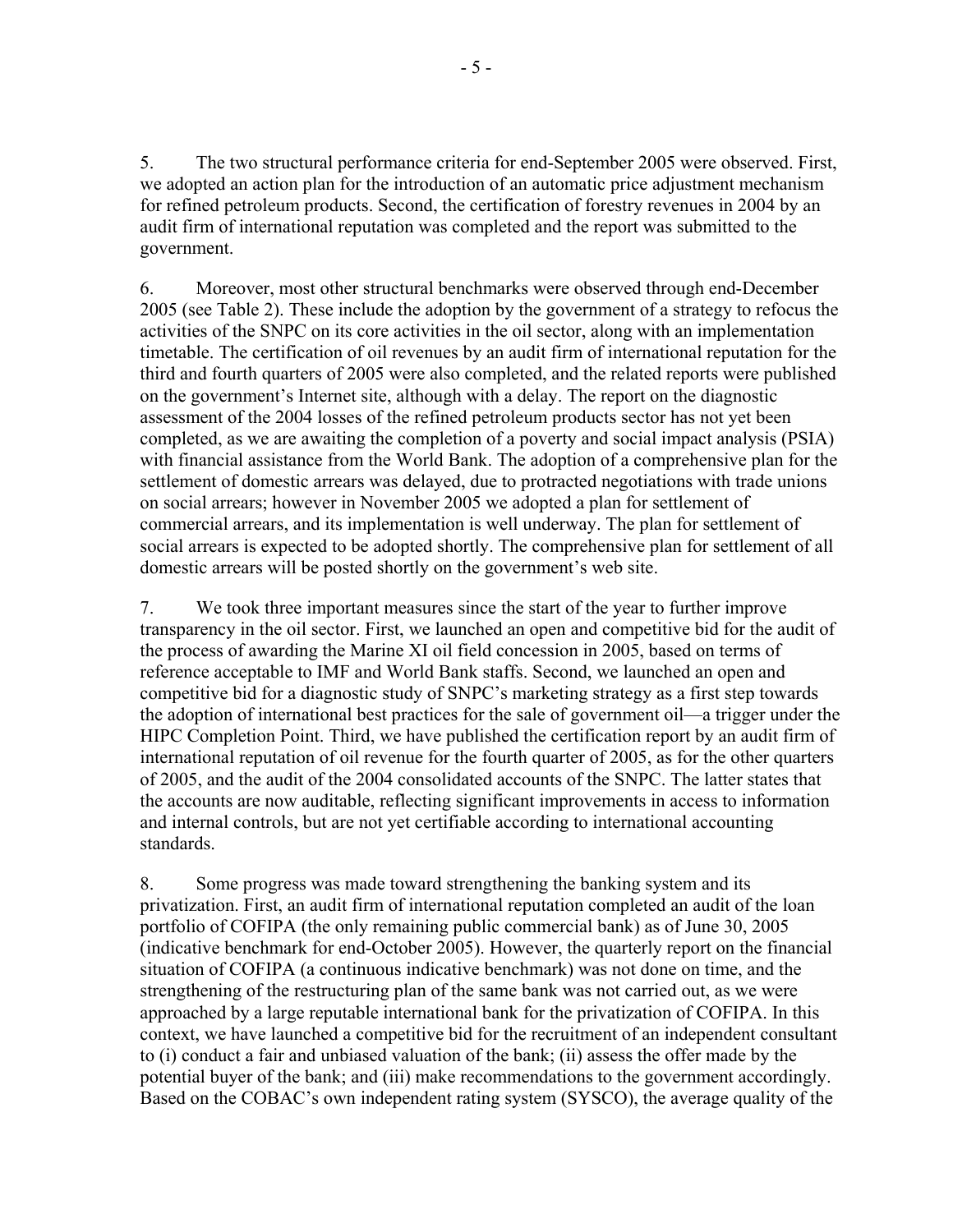5. The two structural performance criteria for end-September 2005 were observed. First, we adopted an action plan for the introduction of an automatic price adjustment mechanism for refined petroleum products. Second, the certification of forestry revenues in 2004 by an audit firm of international reputation was completed and the report was submitted to the government.

6. Moreover, most other structural benchmarks were observed through end-December 2005 (see Table 2). These include the adoption by the government of a strategy to refocus the activities of the SNPC on its core activities in the oil sector, along with an implementation timetable. The certification of oil revenues by an audit firm of international reputation for the third and fourth quarters of 2005 were also completed, and the related reports were published on the government's Internet site, although with a delay. The report on the diagnostic assessment of the 2004 losses of the refined petroleum products sector has not yet been completed, as we are awaiting the completion of a poverty and social impact analysis (PSIA) with financial assistance from the World Bank. The adoption of a comprehensive plan for the settlement of domestic arrears was delayed, due to protracted negotiations with trade unions on social arrears; however in November 2005 we adopted a plan for settlement of commercial arrears, and its implementation is well underway. The plan for settlement of social arrears is expected to be adopted shortly. The comprehensive plan for settlement of all domestic arrears will be posted shortly on the government's web site.

7. We took three important measures since the start of the year to further improve transparency in the oil sector. First, we launched an open and competitive bid for the audit of the process of awarding the Marine XI oil field concession in 2005, based on terms of reference acceptable to IMF and World Bank staffs. Second, we launched an open and competitive bid for a diagnostic study of SNPC's marketing strategy as a first step towards the adoption of international best practices for the sale of government oil—a trigger under the HIPC Completion Point. Third, we have published the certification report by an audit firm of international reputation of oil revenue for the fourth quarter of 2005, as for the other quarters of 2005, and the audit of the 2004 consolidated accounts of the SNPC. The latter states that the accounts are now auditable, reflecting significant improvements in access to information and internal controls, but are not yet certifiable according to international accounting standards.

8. Some progress was made toward strengthening the banking system and its privatization. First, an audit firm of international reputation completed an audit of the loan portfolio of COFIPA (the only remaining public commercial bank) as of June 30, 2005 (indicative benchmark for end-October 2005). However, the quarterly report on the financial situation of COFIPA (a continuous indicative benchmark) was not done on time, and the strengthening of the restructuring plan of the same bank was not carried out, as we were approached by a large reputable international bank for the privatization of COFIPA. In this context, we have launched a competitive bid for the recruitment of an independent consultant to (i) conduct a fair and unbiased valuation of the bank; (ii) assess the offer made by the potential buyer of the bank; and (iii) make recommendations to the government accordingly. Based on the COBAC's own independent rating system (SYSCO), the average quality of the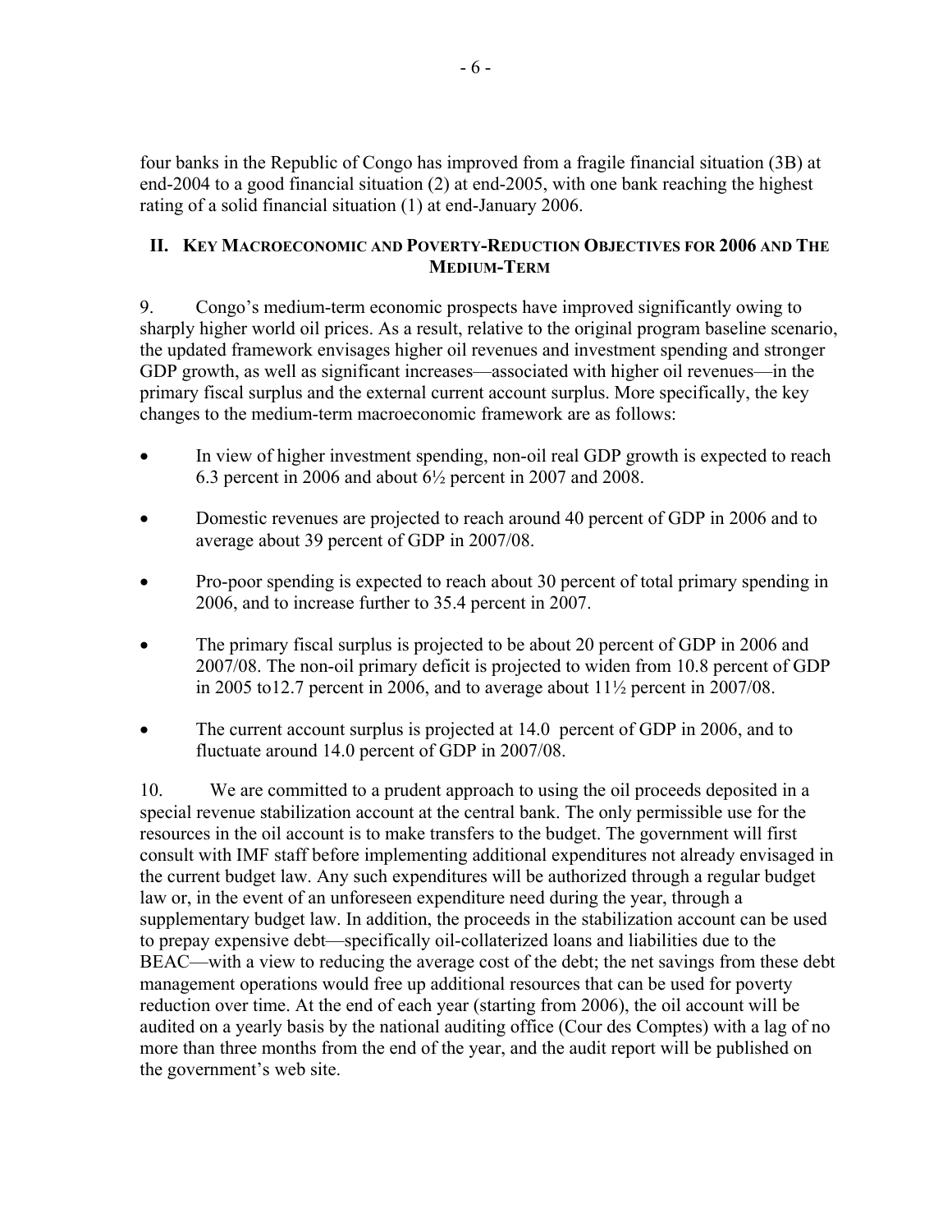four banks in the Republic of Congo has improved from a fragile financial situation (3B) at end-2004 to a good financial situation (2) at end-2005, with one bank reaching the highest rating of a solid financial situation (1) at end-January 2006.

## II. Key Macroeconomic and Poverty-Reduction Objectives for 2006 and the Medium-Term

9. Congo's medium-term economic prospects have improved significantly owing to sharply higher world oil prices. As a result, relative to the original program baseline scenario, the updated framework envisages higher oil revenues and investment spending and stronger GDP growth, as well as significant increases—associated with higher oil revenues—in the primary fiscal surplus and the external current account surplus. More specifically, the key changes to the medium-term macroeconomic framework are as follows:

- In view of higher investment spending, non-oil real GDP growth is expected to reach 6.3 percent in 2006 and about 6½ percent in 2007 and 2008.
- Domestic revenues are projected to reach around 40 percent of GDP in 2006 and to average about 39 percent of GDP in 2007/08.
- Pro-poor spending is expected to reach about 30 percent of total primary spending in 2006, and to increase further to 35.4 percent in 2007.
- The primary fiscal surplus is projected to be about 20 percent of GDP in 2006 and 2007/08. The non-oil primary deficit is projected to widen from 10.8 percent of GDP in 2005 to12.7 percent in 2006, and to average about 11½ percent in 2007/08.
- The current account surplus is projected at 14.0 percent of GDP in 2006, and to fluctuate around 14.0 percent of GDP in 2007/08.

10. We are committed to a prudent approach to using the oil proceeds deposited in a special revenue stabilization account at the central bank. The only permissible use for the resources in the oil account is to make transfers to the budget. The government will first consult with IMF staff before implementing additional expenditures not already envisaged in the current budget law. Any such expenditures will be authorized through a regular budget law or, in the event of an unforeseen expenditure need during the year, through a supplementary budget law. In addition, the proceeds in the stabilization account can be used to prepay expensive debt—specifically oil-collaterized loans and liabilities due to the BEAC—with a view to reducing the average cost of the debt; the net savings from these debt management operations would free up additional resources that can be used for poverty reduction over time. At the end of each year (starting from 2006), the oil account will be audited on a yearly basis by the national auditing office (Cour des Comptes) with a lag of no more than three months from the end of the year, and the audit report will be published on the government's web site.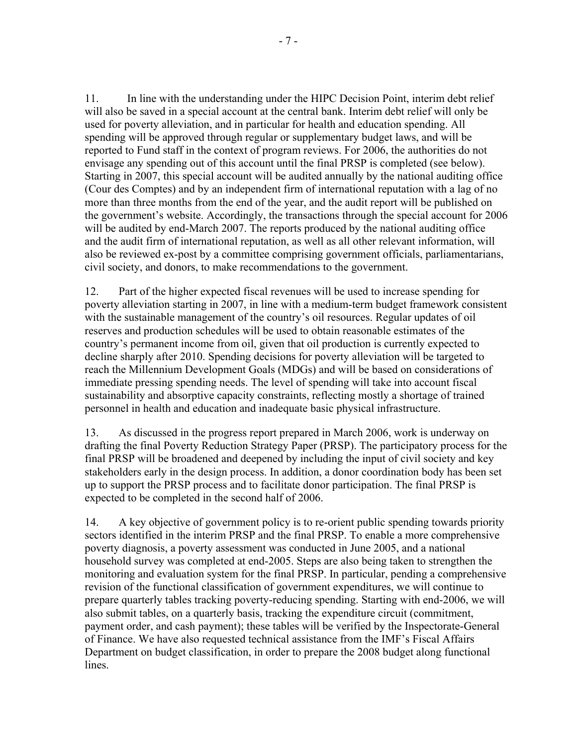11. In line with the understanding under the HIPC Decision Point, interim debt relief will also be saved in a special account at the central bank. Interim debt relief will only be used for poverty alleviation, and in particular for health and education spending. All spending will be approved through regular or supplementary budget laws, and will be reported to Fund staff in the context of program reviews. For 2006, the authorities do not envisage any spending out of this account until the final PRSP is completed (see below). Starting in 2007, this special account will be audited annually by the national auditing office (Cour des Comptes) and by an independent firm of international reputation with a lag of no more than three months from the end of the year, and the audit report will be published on the government's website. Accordingly, the transactions through the special account for 2006 will be audited by end-March 2007. The reports produced by the national auditing office and the audit firm of international reputation, as well as all other relevant information, will also be reviewed ex-post by a committee comprising government officials, parliamentarians, civil society, and donors, to make recommendations to the government.

12. Part of the higher expected fiscal revenues will be used to increase spending for poverty alleviation starting in 2007, in line with a medium-term budget framework consistent with the sustainable management of the country's oil resources. Regular updates of oil reserves and production schedules will be used to obtain reasonable estimates of the country's permanent income from oil, given that oil production is currently expected to decline sharply after 2010. Spending decisions for poverty alleviation will be targeted to reach the Millennium Development Goals (MDGs) and will be based on considerations of immediate pressing spending needs. The level of spending will take into account fiscal sustainability and absorptive capacity constraints, reflecting mostly a shortage of trained personnel in health and education and inadequate basic physical infrastructure.

13. As discussed in the progress report prepared in March 2006, work is underway on drafting the final Poverty Reduction Strategy Paper (PRSP). The participatory process for the final PRSP will be broadened and deepened by including the input of civil society and key stakeholders early in the design process. In addition, a donor coordination body has been set up to support the PRSP process and to facilitate donor participation. The final PRSP is expected to be completed in the second half of 2006.

14. A key objective of government policy is to re-orient public spending towards priority sectors identified in the interim PRSP and the final PRSP. To enable a more comprehensive poverty diagnosis, a poverty assessment was conducted in June 2005, and a national household survey was completed at end-2005. Steps are also being taken to strengthen the monitoring and evaluation system for the final PRSP. In particular, pending a comprehensive revision of the functional classification of government expenditures, we will continue to prepare quarterly tables tracking poverty-reducing spending. Starting with end-2006, we will also submit tables, on a quarterly basis, tracking the expenditure circuit (commitment, payment order, and cash payment); these tables will be verified by the Inspectorate-General of Finance. We have also requested technical assistance from the IMF's Fiscal Affairs Department on budget classification, in order to prepare the 2008 budget along functional lines.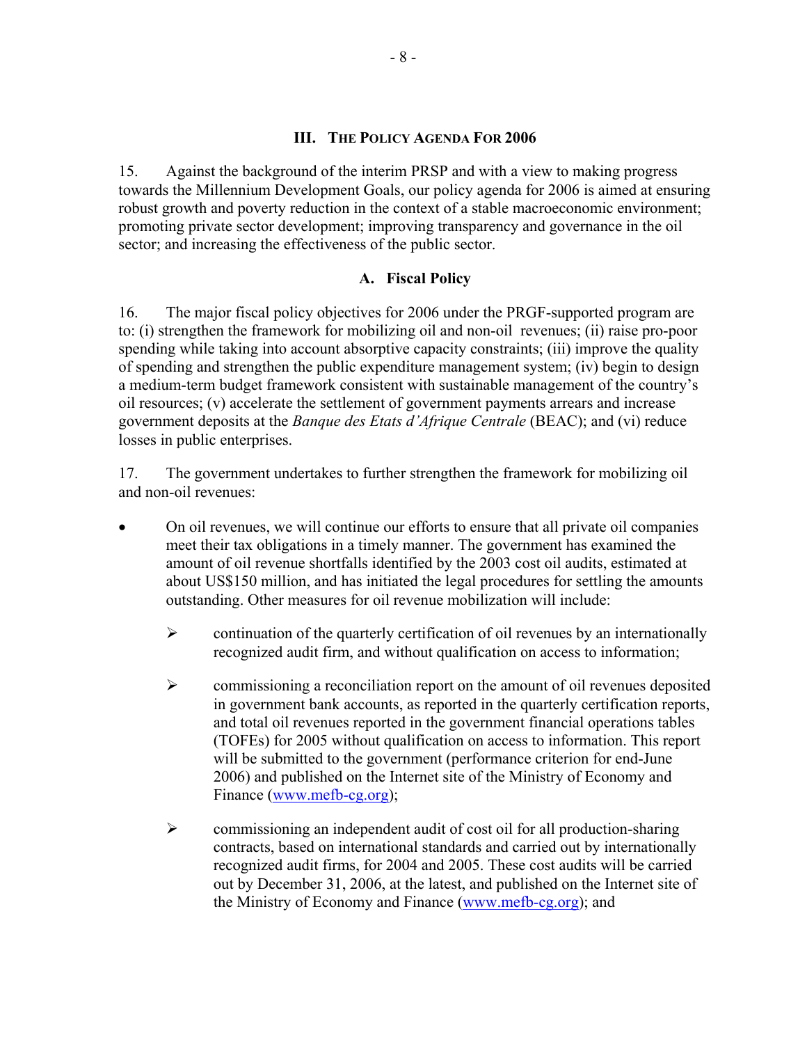## III. The Policy Agenda For 2006

15. Against the background of the interim PRSP and with a view to making progress towards the Millennium Development Goals, our policy agenda for 2006 is aimed at ensuring robust growth and poverty reduction in the context of a stable macroeconomic environment; promoting private sector development; improving transparency and governance in the oil sector; and increasing the effectiveness of the public sector.

### A. Fiscal Policy

16. The major fiscal policy objectives for 2006 under the PRGF-supported program are to: (i) strengthen the framework for mobilizing oil and non-oil revenues; (ii) raise pro-poor spending while taking into account absorptive capacity constraints; (iii) improve the quality of spending and strengthen the public expenditure management system; (iv) begin to design a medium-term budget framework consistent with sustainable management of the country's oil resources; (v) accelerate the settlement of government payments arrears and increase government deposits at the *Banque des Etats d'Afrique Centrale* (BEAC); and (vi) reduce losses in public enterprises.

17. The government undertakes to further strengthen the framework for mobilizing oil and non-oil revenues:

- On oil revenues, we will continue our efforts to ensure that all private oil companies meet their tax obligations in a timely manner. The government has examined the amount of oil revenue shortfalls identified by the 2003 cost oil audits, estimated at about US$150 million, and has initiated the legal procedures for settling the amounts outstanding. Other measures for oil revenue mobilization will include:
  - continuation of the quarterly certification of oil revenues by an internationally recognized audit firm, and without qualification on access to information;
  - commissioning a reconciliation report on the amount of oil revenues deposited in government bank accounts, as reported in the quarterly certification reports, and total oil revenues reported in the government financial operations tables (TOFEs) for 2005 without qualification on access to information. This report will be submitted to the government (performance criterion for end-June 2006) and published on the Internet site of the Ministry of Economy and Finance (www.mefb-cg.org);
  - commissioning an independent audit of cost oil for all production-sharing contracts, based on international standards and carried out by internationally recognized audit firms, for 2004 and 2005. These cost audits will be carried out by December 31, 2006, at the latest, and published on the Internet site of the Ministry of Economy and Finance (www.mefb-cg.org); and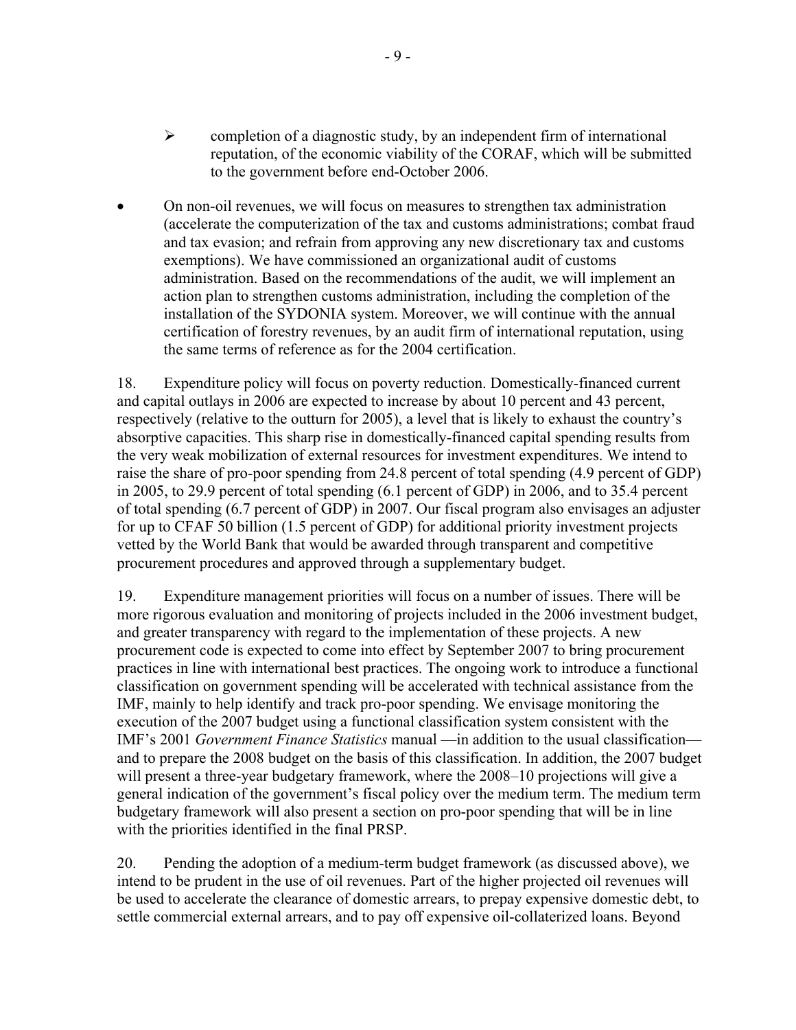- completion of a diagnostic study, by an independent firm of international reputation, of the economic viability of the CORAF, which will be submitted to the government before end-October 2006.

- On non-oil revenues, we will focus on measures to strengthen tax administration (accelerate the computerization of the tax and customs administrations; combat fraud and tax evasion; and refrain from approving any new discretionary tax and customs exemptions). We have commissioned an organizational audit of customs administration. Based on the recommendations of the audit, we will implement an action plan to strengthen customs administration, including the completion of the installation of the SYDONIA system. Moreover, we will continue with the annual certification of forestry revenues, by an audit firm of international reputation, using the same terms of reference as for the 2004 certification.

18. Expenditure policy will focus on poverty reduction. Domestically-financed current and capital outlays in 2006 are expected to increase by about 10 percent and 43 percent, respectively (relative to the outturn for 2005), a level that is likely to exhaust the country's absorptive capacities. This sharp rise in domestically-financed capital spending results from the very weak mobilization of external resources for investment expenditures. We intend to raise the share of pro-poor spending from 24.8 percent of total spending (4.9 percent of GDP) in 2005, to 29.9 percent of total spending (6.1 percent of GDP) in 2006, and to 35.4 percent of total spending (6.7 percent of GDP) in 2007. Our fiscal program also envisages an adjuster for up to CFAF 50 billion (1.5 percent of GDP) for additional priority investment projects vetted by the World Bank that would be awarded through transparent and competitive procurement procedures and approved through a supplementary budget.

19. Expenditure management priorities will focus on a number of issues. There will be more rigorous evaluation and monitoring of projects included in the 2006 investment budget, and greater transparency with regard to the implementation of these projects. A new procurement code is expected to come into effect by September 2007 to bring procurement practices in line with international best practices. The ongoing work to introduce a functional classification on government spending will be accelerated with technical assistance from the IMF, mainly to help identify and track pro-poor spending. We envisage monitoring the execution of the 2007 budget using a functional classification system consistent with the IMF's 2001 *Government Finance Statistics* manual —in addition to the usual classification— and to prepare the 2008 budget on the basis of this classification. In addition, the 2007 budget will present a three-year budgetary framework, where the 2008–10 projections will give a general indication of the government's fiscal policy over the medium term. The medium term budgetary framework will also present a section on pro-poor spending that will be in line with the priorities identified in the final PRSP.

20. Pending the adoption of a medium-term budget framework (as discussed above), we intend to be prudent in the use of oil revenues. Part of the higher projected oil revenues will be used to accelerate the clearance of domestic arrears, to prepay expensive domestic debt, to settle commercial external arrears, and to pay off expensive oil-collaterized loans. Beyond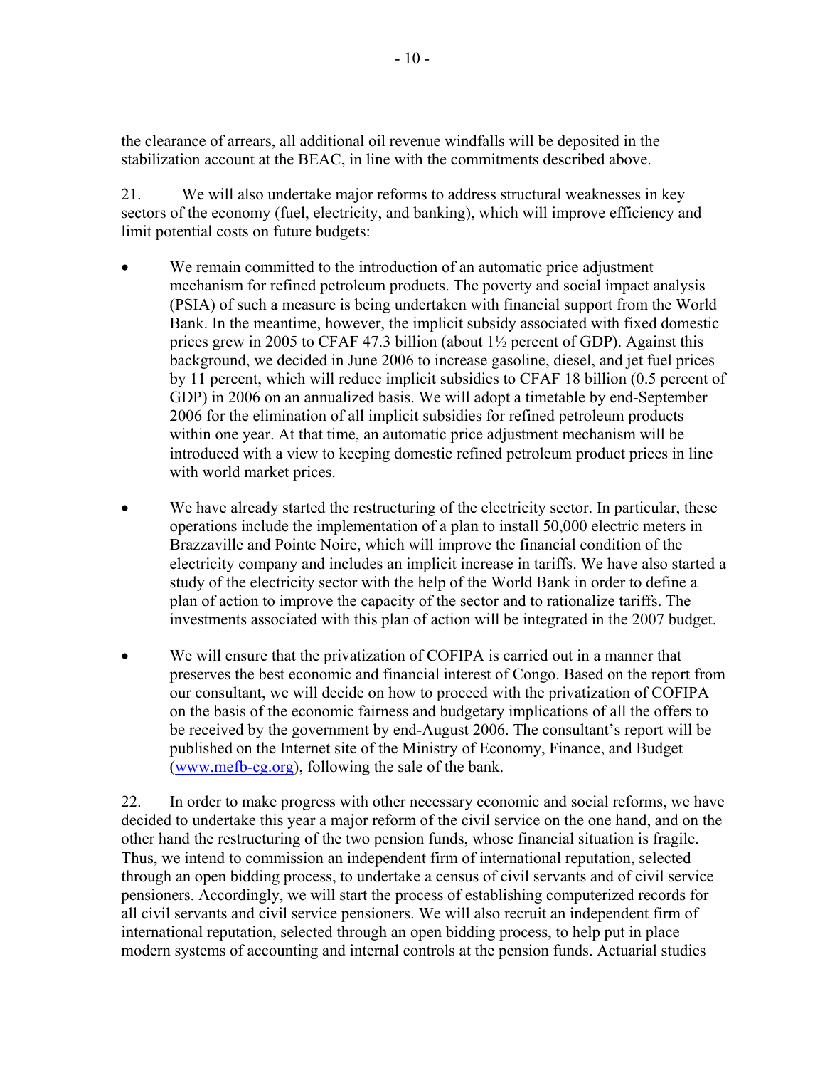the clearance of arrears, all additional oil revenue windfalls will be deposited in the stabilization account at the BEAC, in line with the commitments described above.

21. We will also undertake major reforms to address structural weaknesses in key sectors of the economy (fuel, electricity, and banking), which will improve efficiency and limit potential costs on future budgets:

- We remain committed to the introduction of an automatic price adjustment mechanism for refined petroleum products. The poverty and social impact analysis (PSIA) of such a measure is being undertaken with financial support from the World Bank. In the meantime, however, the implicit subsidy associated with fixed domestic prices grew in 2005 to CFAF 47.3 billion (about 1½ percent of GDP). Against this background, we decided in June 2006 to increase gasoline, diesel, and jet fuel prices by 11 percent, which will reduce implicit subsidies to CFAF 18 billion (0.5 percent of GDP) in 2006 on an annualized basis. We will adopt a timetable by end-September 2006 for the elimination of all implicit subsidies for refined petroleum products within one year. At that time, an automatic price adjustment mechanism will be introduced with a view to keeping domestic refined petroleum product prices in line with world market prices.

- We have already started the restructuring of the electricity sector. In particular, these operations include the implementation of a plan to install 50,000 electric meters in Brazzaville and Pointe Noire, which will improve the financial condition of the electricity company and includes an implicit increase in tariffs. We have also started a study of the electricity sector with the help of the World Bank in order to define a plan of action to improve the capacity of the sector and to rationalize tariffs. The investments associated with this plan of action will be integrated in the 2007 budget.

- We will ensure that the privatization of COFIPA is carried out in a manner that preserves the best economic and financial interest of Congo. Based on the report from our consultant, we will decide on how to proceed with the privatization of COFIPA on the basis of the economic fairness and budgetary implications of all the offers to be received by the government by end-August 2006. The consultant's report will be published on the Internet site of the Ministry of Economy, Finance, and Budget (www.mefb-cg.org), following the sale of the bank.

22. In order to make progress with other necessary economic and social reforms, we have decided to undertake this year a major reform of the civil service on the one hand, and on the other hand the restructuring of the two pension funds, whose financial situation is fragile. Thus, we intend to commission an independent firm of international reputation, selected through an open bidding process, to undertake a census of civil servants and of civil service pensioners. Accordingly, we will start the process of establishing computerized records for all civil servants and civil service pensioners. We will also recruit an independent firm of international reputation, selected through an open bidding process, to help put in place modern systems of accounting and internal controls at the pension funds. Actuarial studies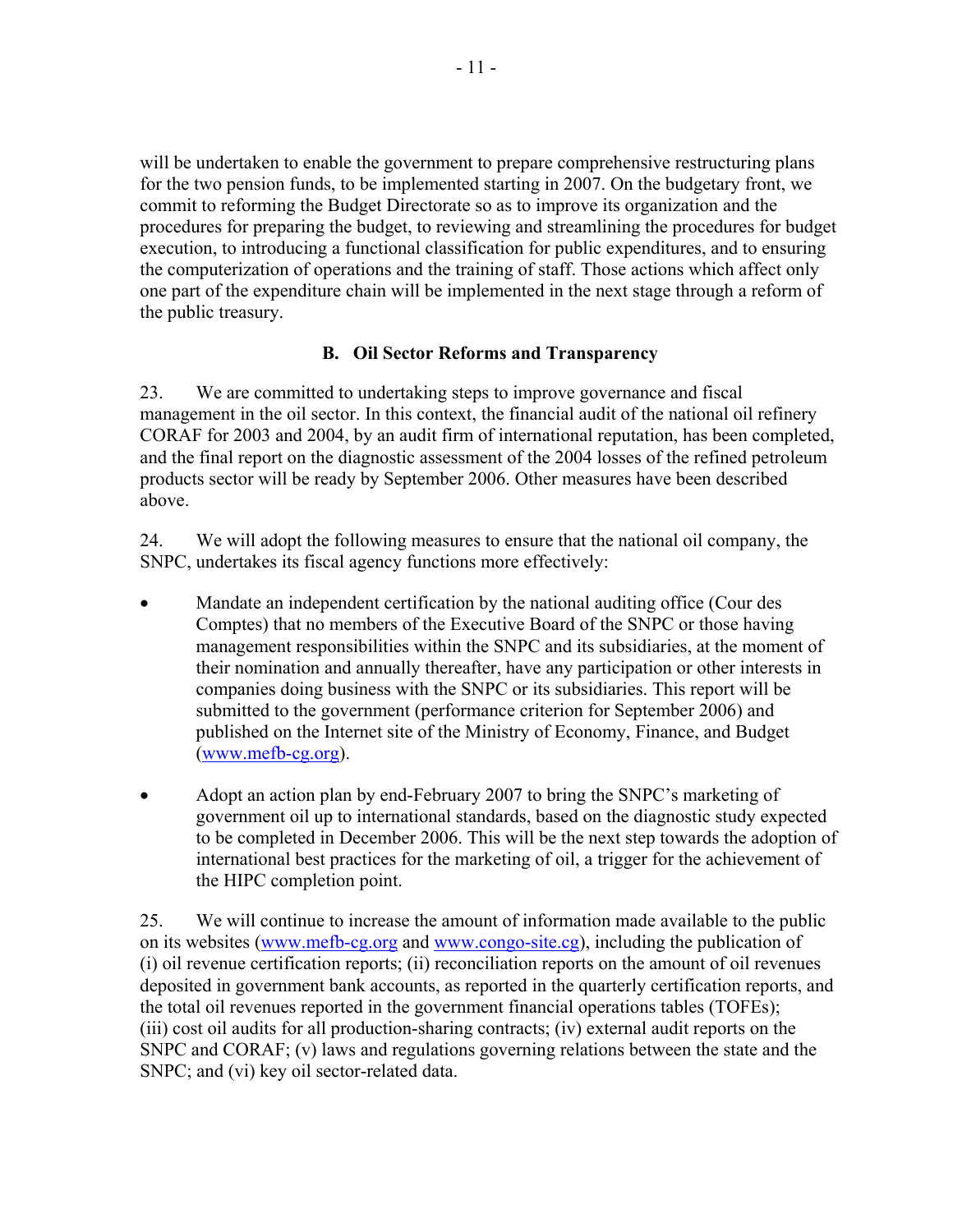will be undertaken to enable the government to prepare comprehensive restructuring plans for the two pension funds, to be implemented starting in 2007. On the budgetary front, we commit to reforming the Budget Directorate so as to improve its organization and the procedures for preparing the budget, to reviewing and streamlining the procedures for budget execution, to introducing a functional classification for public expenditures, and to ensuring the computerization of operations and the training of staff. Those actions which affect only one part of the expenditure chain will be implemented in the next stage through a reform of the public treasury.

### B. Oil Sector Reforms and Transparency

23. We are committed to undertaking steps to improve governance and fiscal management in the oil sector. In this context, the financial audit of the national oil refinery CORAF for 2003 and 2004, by an audit firm of international reputation, has been completed, and the final report on the diagnostic assessment of the 2004 losses of the refined petroleum products sector will be ready by September 2006. Other measures have been described above.

24. We will adopt the following measures to ensure that the national oil company, the SNPC, undertakes its fiscal agency functions more effectively:

- Mandate an independent certification by the national auditing office (Cour des Comptes) that no members of the Executive Board of the SNPC or those having management responsibilities within the SNPC and its subsidiaries, at the moment of their nomination and annually thereafter, have any participation or other interests in companies doing business with the SNPC or its subsidiaries. This report will be submitted to the government (performance criterion for September 2006) and published on the Internet site of the Ministry of Economy, Finance, and Budget (www.mefb-cg.org).

- Adopt an action plan by end-February 2007 to bring the SNPC's marketing of government oil up to international standards, based on the diagnostic study expected to be completed in December 2006. This will be the next step towards the adoption of international best practices for the marketing of oil, a trigger for the achievement of the HIPC completion point.

25. We will continue to increase the amount of information made available to the public on its websites (www.mefb-cg.org and www.congo-site.cg), including the publication of (i) oil revenue certification reports; (ii) reconciliation reports on the amount of oil revenues deposited in government bank accounts, as reported in the quarterly certification reports, and the total oil revenues reported in the government financial operations tables (TOFEs); (iii) cost oil audits for all production-sharing contracts; (iv) external audit reports on the SNPC and CORAF; (v) laws and regulations governing relations between the state and the SNPC; and (vi) key oil sector-related data.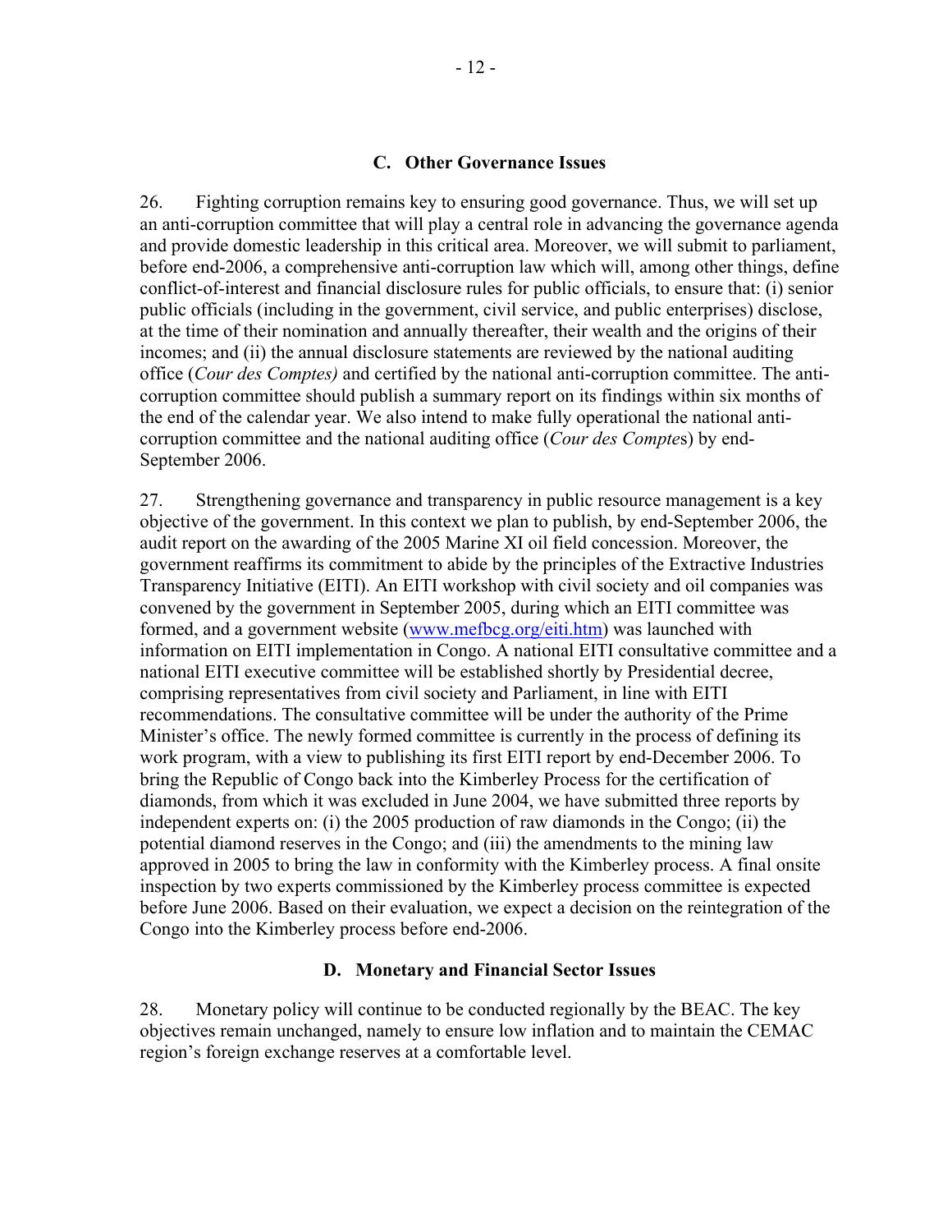### C. Other Governance Issues

26. Fighting corruption remains key to ensuring good governance. Thus, we will set up an anti-corruption committee that will play a central role in advancing the governance agenda and provide domestic leadership in this critical area. Moreover, we will submit to parliament, before end-2006, a comprehensive anti-corruption law which will, among other things, define conflict-of-interest and financial disclosure rules for public officials, to ensure that: (i) senior public officials (including in the government, civil service, and public enterprises) disclose, at the time of their nomination and annually thereafter, their wealth and the origins of their incomes; and (ii) the annual disclosure statements are reviewed by the national auditing office (*Cour des Comptes)* and certified by the national anti-corruption committee. The anti-corruption committee should publish a summary report on its findings within six months of the end of the calendar year. We also intend to make fully operational the national anti-corruption committee and the national auditing office (*Cour des Compte*s) by end-September 2006.

27. Strengthening governance and transparency in public resource management is a key objective of the government. In this context we plan to publish, by end-September 2006, the audit report on the awarding of the 2005 Marine XI oil field concession. Moreover, the government reaffirms its commitment to abide by the principles of the Extractive Industries Transparency Initiative (EITI). An EITI workshop with civil society and oil companies was convened by the government in September 2005, during which an EITI committee was formed, and a government website (www.mefbcg.org/eiti.htm) was launched with information on EITI implementation in Congo. A national EITI consultative committee and a national EITI executive committee will be established shortly by Presidential decree, comprising representatives from civil society and Parliament, in line with EITI recommendations. The consultative committee will be under the authority of the Prime Minister's office. The newly formed committee is currently in the process of defining its work program, with a view to publishing its first EITI report by end-December 2006. To bring the Republic of Congo back into the Kimberley Process for the certification of diamonds, from which it was excluded in June 2004, we have submitted three reports by independent experts on: (i) the 2005 production of raw diamonds in the Congo; (ii) the potential diamond reserves in the Congo; and (iii) the amendments to the mining law approved in 2005 to bring the law in conformity with the Kimberley process. A final onsite inspection by two experts commissioned by the Kimberley process committee is expected before June 2006. Based on their evaluation, we expect a decision on the reintegration of the Congo into the Kimberley process before end-2006.

### D. Monetary and Financial Sector Issues

28. Monetary policy will continue to be conducted regionally by the BEAC. The key objectives remain unchanged, namely to ensure low inflation and to maintain the CEMAC region's foreign exchange reserves at a comfortable level.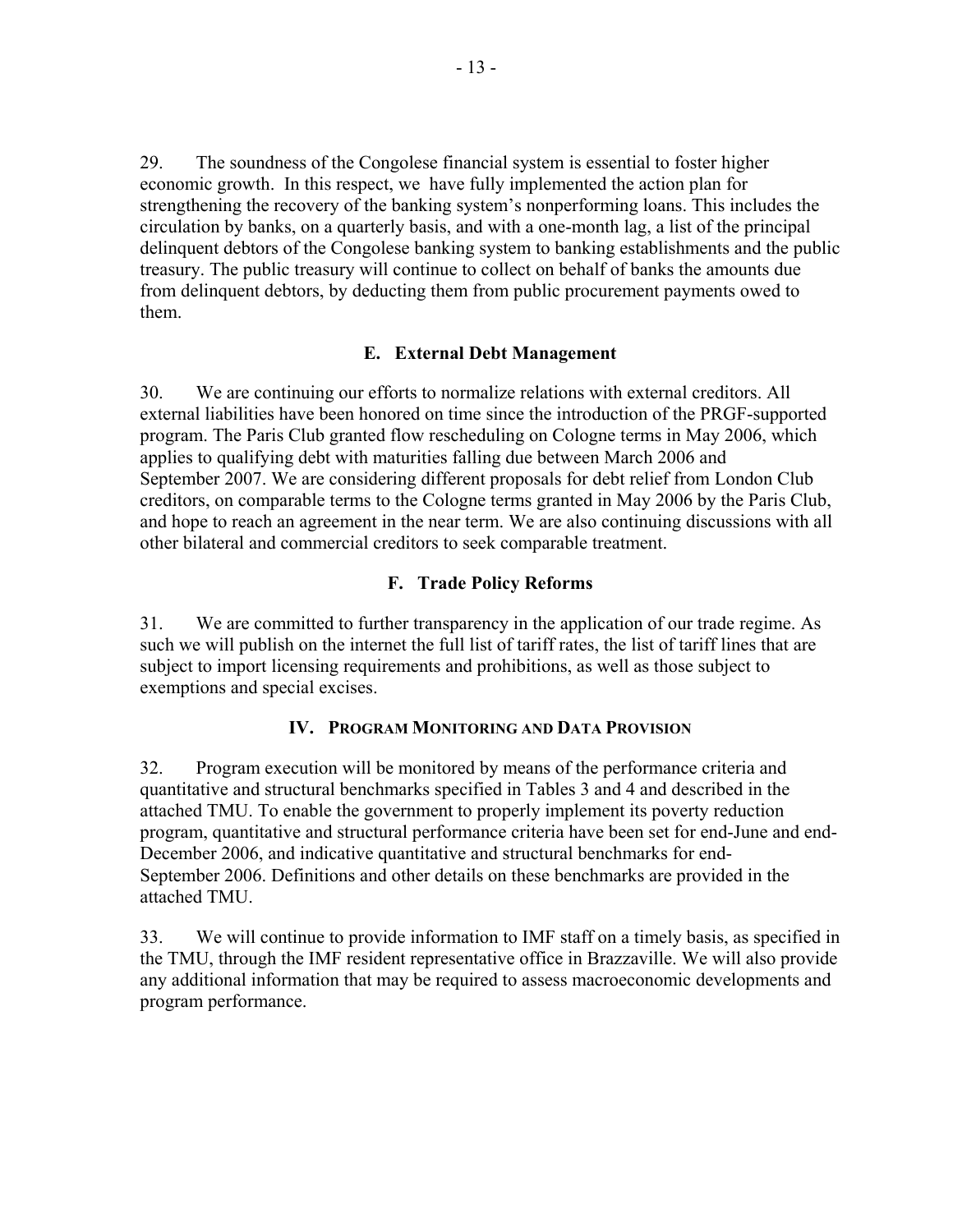29. The soundness of the Congolese financial system is essential to foster higher economic growth. In this respect, we have fully implemented the action plan for strengthening the recovery of the banking system's nonperforming loans. This includes the circulation by banks, on a quarterly basis, and with a one-month lag, a list of the principal delinquent debtors of the Congolese banking system to banking establishments and the public treasury. The public treasury will continue to collect on behalf of banks the amounts due from delinquent debtors, by deducting them from public procurement payments owed to them.

### E. External Debt Management

30. We are continuing our efforts to normalize relations with external creditors. All external liabilities have been honored on time since the introduction of the PRGF-supported program. The Paris Club granted flow rescheduling on Cologne terms in May 2006, which applies to qualifying debt with maturities falling due between March 2006 and September 2007. We are considering different proposals for debt relief from London Club creditors, on comparable terms to the Cologne terms granted in May 2006 by the Paris Club, and hope to reach an agreement in the near term. We are also continuing discussions with all other bilateral and commercial creditors to seek comparable treatment.

### F. Trade Policy Reforms

31. We are committed to further transparency in the application of our trade regime. As such we will publish on the internet the full list of tariff rates, the list of tariff lines that are subject to import licensing requirements and prohibitions, as well as those subject to exemptions and special excises.

## IV. Program Monitoring and Data Provision

32. Program execution will be monitored by means of the performance criteria and quantitative and structural benchmarks specified in Tables 3 and 4 and described in the attached TMU. To enable the government to properly implement its poverty reduction program, quantitative and structural performance criteria have been set for end-June and end-December 2006, and indicative quantitative and structural benchmarks for end-September 2006. Definitions and other details on these benchmarks are provided in the attached TMU.

33. We will continue to provide information to IMF staff on a timely basis, as specified in the TMU, through the IMF resident representative office in Brazzaville. We will also provide any additional information that may be required to assess macroeconomic developments and program performance.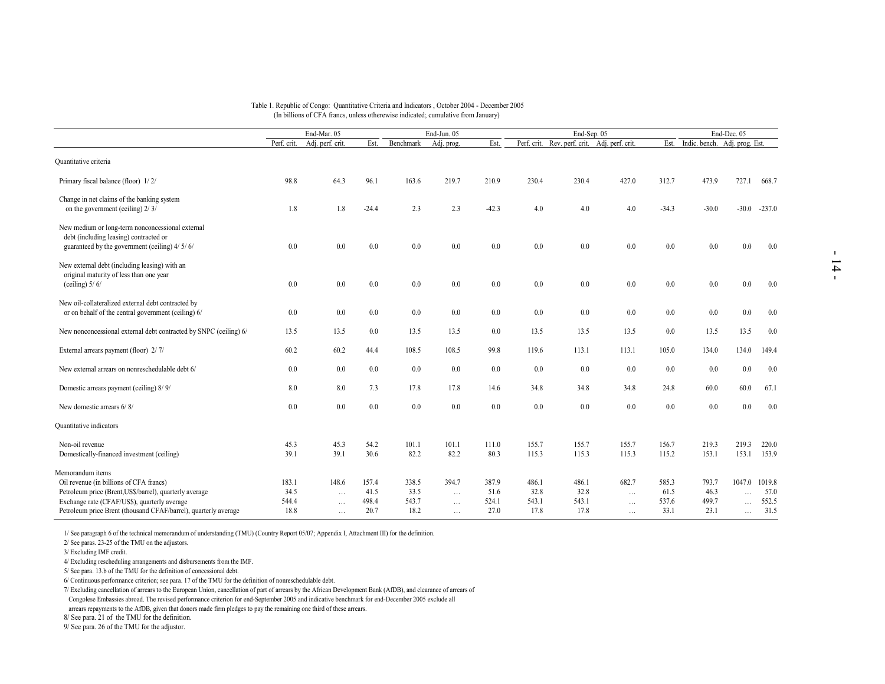Table 1. Republic of Congo: Quantitative Criteria and Indicators , October 2004 - December 2005
(In billions of CFA francs, unless otherewise indicated; cumulative from January)

| | End-Mar. 05 | | | End-Jun. 05 | | | End-Sep. 05 | | | | End-Dec. 05 | | |
|---|---|---|---|---|---|---|---|---|---|---|---|---|---|
| | Perf. crit. | Adj. perf. crit. | Est. | Benchmark | Adj. prog. | Est. | Perf. crit. | Rev. perf. crit. | Adj. perf. crit. | Est. | Indic. bench. | Adj. prog. | Est. |
| Quantitative criteria | | | | | | | | | | | | | |
| Primary fiscal balance (floor) 1/ 2/ | 98.8 | 64.3 | 96.1 | 163.6 | 219.7 | 210.9 | 230.4 | 230.4 | 427.0 | 312.7 | 473.9 | 727.1 | 668.7 |
| Change in net claims of the banking system on the government (ceiling) 2/ 3/ | 1.8 | 1.8 | -24.4 | 2.3 | 2.3 | -42.3 | 4.0 | 4.0 | 4.0 | -34.3 | -30.0 | -30.0 | -237.0 |
| New medium or long-term nonconcessional external debt (including leasing) contracted or guaranteed by the government (ceiling) 4/ 5/ 6/ | 0.0 | 0.0 | 0.0 | 0.0 | 0.0 | 0.0 | 0.0 | 0.0 | 0.0 | 0.0 | 0.0 | 0.0 | 0.0 |
| New external debt (including leasing) with an original maturity of less than one year (ceiling) 5/ 6/ | 0.0 | 0.0 | 0.0 | 0.0 | 0.0 | 0.0 | 0.0 | 0.0 | 0.0 | 0.0 | 0.0 | 0.0 | 0.0 |
| New oil-collateralized external debt contracted by or on behalf of the central government (ceiling) 6/ | 0.0 | 0.0 | 0.0 | 0.0 | 0.0 | 0.0 | 0.0 | 0.0 | 0.0 | 0.0 | 0.0 | 0.0 | 0.0 |
| New nonconcessional external debt contracted by SNPC (ceiling) 6/ | 13.5 | 13.5 | 0.0 | 13.5 | 13.5 | 0.0 | 13.5 | 13.5 | 13.5 | 0.0 | 13.5 | 13.5 | 0.0 |
| External arrears payment (floor) 2/ 7/ | 60.2 | 60.2 | 44.4 | 108.5 | 108.5 | 99.8 | 119.6 | 113.1 | 113.1 | 105.0 | 134.0 | 134.0 | 149.4 |
| New external arrears on nonreschedulable debt 6/ | 0.0 | 0.0 | 0.0 | 0.0 | 0.0 | 0.0 | 0.0 | 0.0 | 0.0 | 0.0 | 0.0 | 0.0 | 0.0 |
| Domestic arrears payment (ceiling) 8/ 9/ | 8.0 | 8.0 | 7.3 | 17.8 | 17.8 | 14.6 | 34.8 | 34.8 | 34.8 | 24.8 | 60.0 | 60.0 | 67.1 |
| New domestic arrears 6/ 8/ | 0.0 | 0.0 | 0.0 | 0.0 | 0.0 | 0.0 | 0.0 | 0.0 | 0.0 | 0.0 | 0.0 | 0.0 | 0.0 |
| Quantitative indicators | | | | | | | | | | | | | |
| Non-oil revenue | 45.3 | 45.3 | 54.2 | 101.1 | 101.1 | 111.0 | 155.7 | 155.7 | 155.7 | 156.7 | 219.3 | 219.3 | 220.0 |
| Domestically-financed investment (ceiling) | 39.1 | 39.1 | 30.6 | 82.2 | 82.2 | 80.3 | 115.3 | 115.3 | 115.3 | 115.2 | 153.1 | 153.1 | 153.9 |
| Memorandum items | | | | | | | | | | | | | |
| Oil revenue (in billions of CFA francs) | 183.1 | 148.6 | 157.4 | 338.5 | 394.7 | 387.9 | 486.1 | 486.1 | 682.7 | 585.3 | 793.7 | 1047.0 | 1019.8 |
| Petroleum price (Brent,US$/barrel), quarterly average | 34.5 | … | 41.5 | 33.5 | … | 51.6 | 32.8 | 32.8 | … | 61.5 | 46.3 | … | 57.0 |
| Exchange rate (CFAF/US$), quarterly average | 544.4 | … | 498.4 | 543.7 | … | 524.1 | 543.1 | 543.1 | … | 537.6 | 499.7 | … | 552.5 |
| Petroleum price Brent (thousand CFAF/barrel), quarterly average | 18.8 | … | 20.7 | 18.2 | … | 27.0 | 17.8 | 17.8 | … | 33.1 | 23.1 | … | 31.5 |

1/ See paragraph 6 of the technical memorandum of understanding (TMU) (Country Report 05/07; Appendix I, Attachment III) for the definition.

2/ See paras. 23-25 of the TMU on the adjustors.

3/ Excluding IMF credit.

4/ Excluding rescheduling arrangements and disbursements from the IMF.

5/ See para. 13.b of the TMU for the definition of concessional debt.

6/ Continuous performance criterion; see para. 17 of the TMU for the definition of nonreschedulable debt.

7/ Excluding cancellation of arrears to the European Union, cancellation of part of arrears by the African Development Bank (AfDB), and clearance of arrears of Congolese Embassies abroad. The revised performance criterion for end-September 2005 and indicative benchmark for end-December 2005 exclude all arrears repayments to the AfDB, given that donors made firm pledges to pay the remaining one third of these arrears.

8/ See para. 21 of the TMU for the definition.

9/ See para. 26 of the TMU for the adjustor.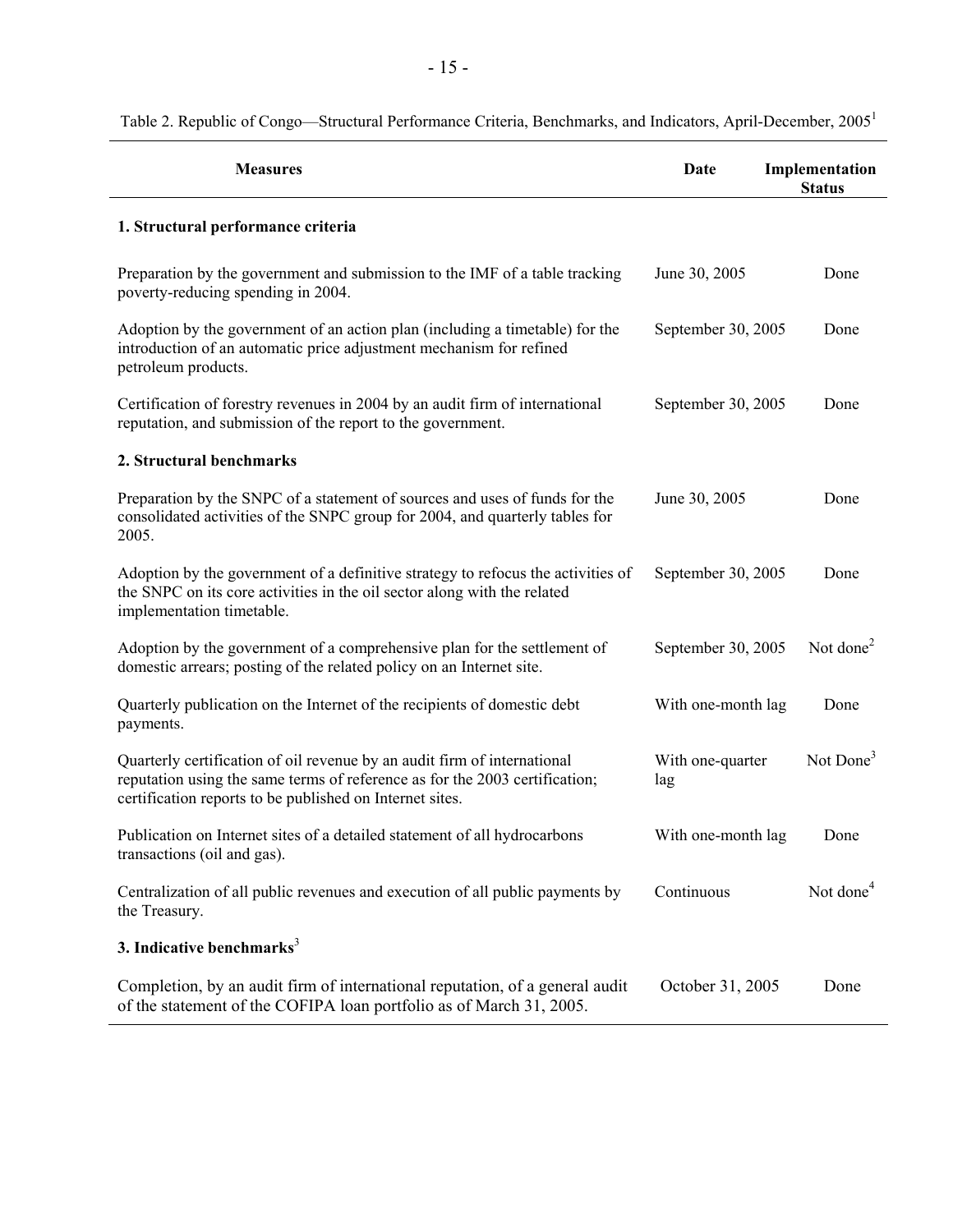Table 2. Republic of Congo—Structural Performance Criteria, Benchmarks, and Indicators, April-December, 2005[1]

| Measures | Date | Implementation Status |
|---|---|---|
| **1. Structural performance criteria** | | |
| Preparation by the government and submission to the IMF of a table tracking poverty-reducing spending in 2004. | June 30, 2005 | Done |
| Adoption by the government of an action plan (including a timetable) for the introduction of an automatic price adjustment mechanism for refined petroleum products. | September 30, 2005 | Done |
| Certification of forestry revenues in 2004 by an audit firm of international reputation, and submission of the report to the government. | September 30, 2005 | Done |
| **2. Structural benchmarks** | | |
| Preparation by the SNPC of a statement of sources and uses of funds for the consolidated activities of the SNPC group for 2004, and quarterly tables for 2005. | June 30, 2005 | Done |
| Adoption by the government of a definitive strategy to refocus the activities of the SNPC on its core activities in the oil sector along with the related implementation timetable. | September 30, 2005 | Done |
| Adoption by the government of a comprehensive plan for the settlement of domestic arrears; posting of the related policy on an Internet site. | September 30, 2005 | Not done[2] |
| Quarterly publication on the Internet of the recipients of domestic debt payments. | With one-month lag | Done |
| Quarterly certification of oil revenue by an audit firm of international reputation using the same terms of reference as for the 2003 certification; certification reports to be published on Internet sites. | With one-quarter lag | Not Done[3] |
| Publication on Internet sites of a detailed statement of all hydrocarbons transactions (oil and gas). | With one-month lag | Done |
| Centralization of all public revenues and execution of all public payments by the Treasury. | Continuous | Not done[4] |
| **3. Indicative benchmarks**[3] | | |
| Completion, by an audit firm of international reputation, of a general audit of the statement of the COFIPA loan portfolio as of March 31, 2005. | October 31, 2005 | Done |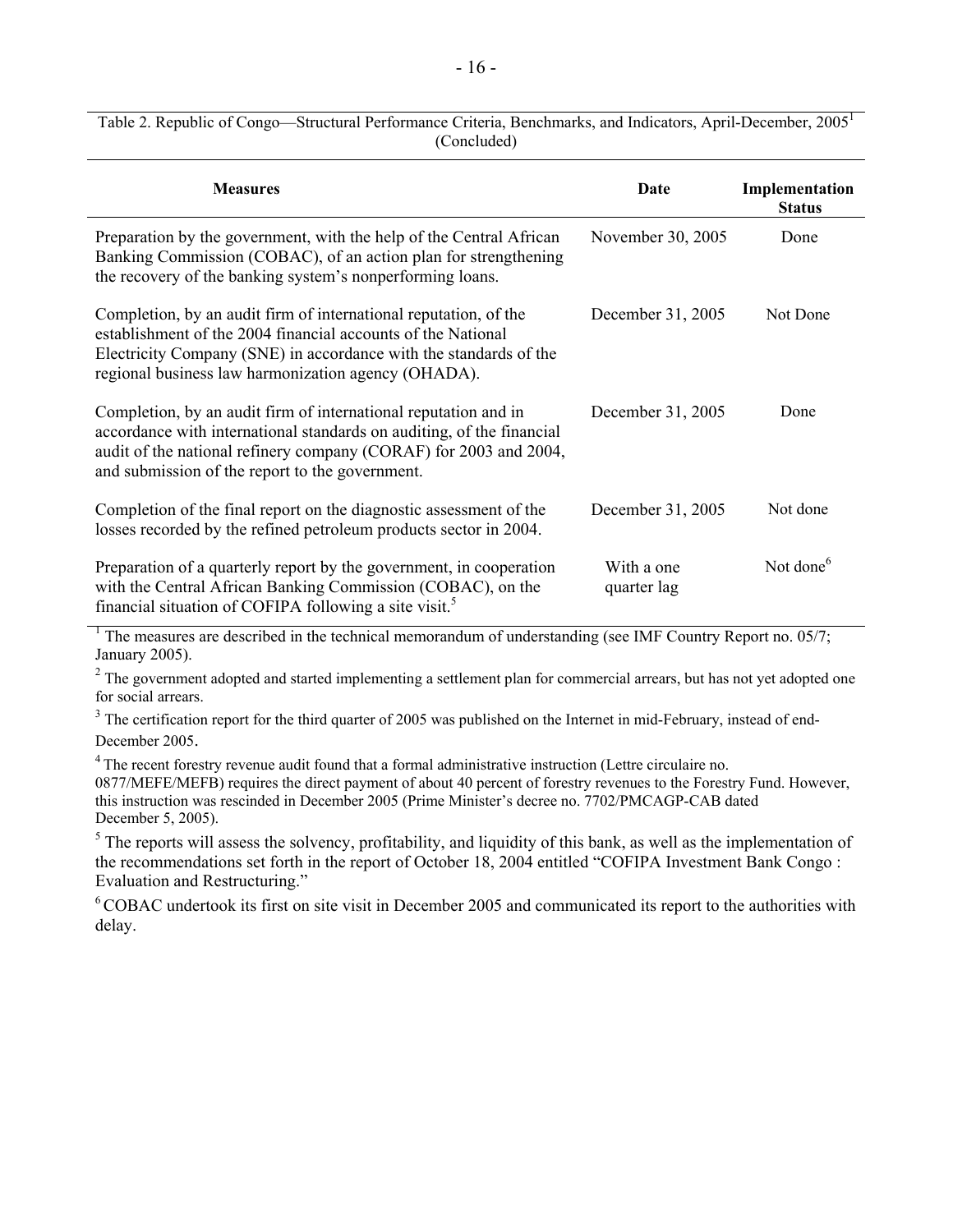Table 2. Republic of Congo—Structural Performance Criteria, Benchmarks, and Indicators, April-December, 2005[1] (Concluded)

| Measures | Date | Implementation Status |
|---|---|---|
| Preparation by the government, with the help of the Central African Banking Commission (COBAC), of an action plan for strengthening the recovery of the banking system's nonperforming loans. | November 30, 2005 | Done |
| Completion, by an audit firm of international reputation, of the establishment of the 2004 financial accounts of the National Electricity Company (SNE) in accordance with the standards of the regional business law harmonization agency (OHADA). | December 31, 2005 | Not Done |
| Completion, by an audit firm of international reputation and in accordance with international standards on auditing, of the financial audit of the national refinery company (CORAF) for 2003 and 2004, and submission of the report to the government. | December 31, 2005 | Done |
| Completion of the final report on the diagnostic assessment of the losses recorded by the refined petroleum products sector in 2004. | December 31, 2005 | Not done |
| Preparation of a quarterly report by the government, in cooperation with the Central African Banking Commission (COBAC), on the financial situation of COFIPA following a site visit.[5] | With a one quarter lag | Not done[6] |

[1] The measures are described in the technical memorandum of understanding (see IMF Country Report no. 05/7; January 2005).

[2] The government adopted and started implementing a settlement plan for commercial arrears, but has not yet adopted one for social arrears.

[3] The certification report for the third quarter of 2005 was published on the Internet in mid-February, instead of end-December 2005.

[4] The recent forestry revenue audit found that a formal administrative instruction (Lettre circulaire no. 0877/MEFE/MEFB) requires the direct payment of about 40 percent of forestry revenues to the Forestry Fund. However, this instruction was rescinded in December 2005 (Prime Minister's decree no. 7702/PMCAGP-CAB dated December 5, 2005).

[5] The reports will assess the solvency, profitability, and liquidity of this bank, as well as the implementation of the recommendations set forth in the report of October 18, 2004 entitled "COFIPA Investment Bank Congo : Evaluation and Restructuring."

[6] COBAC undertook its first on site visit in December 2005 and communicated its report to the authorities with delay.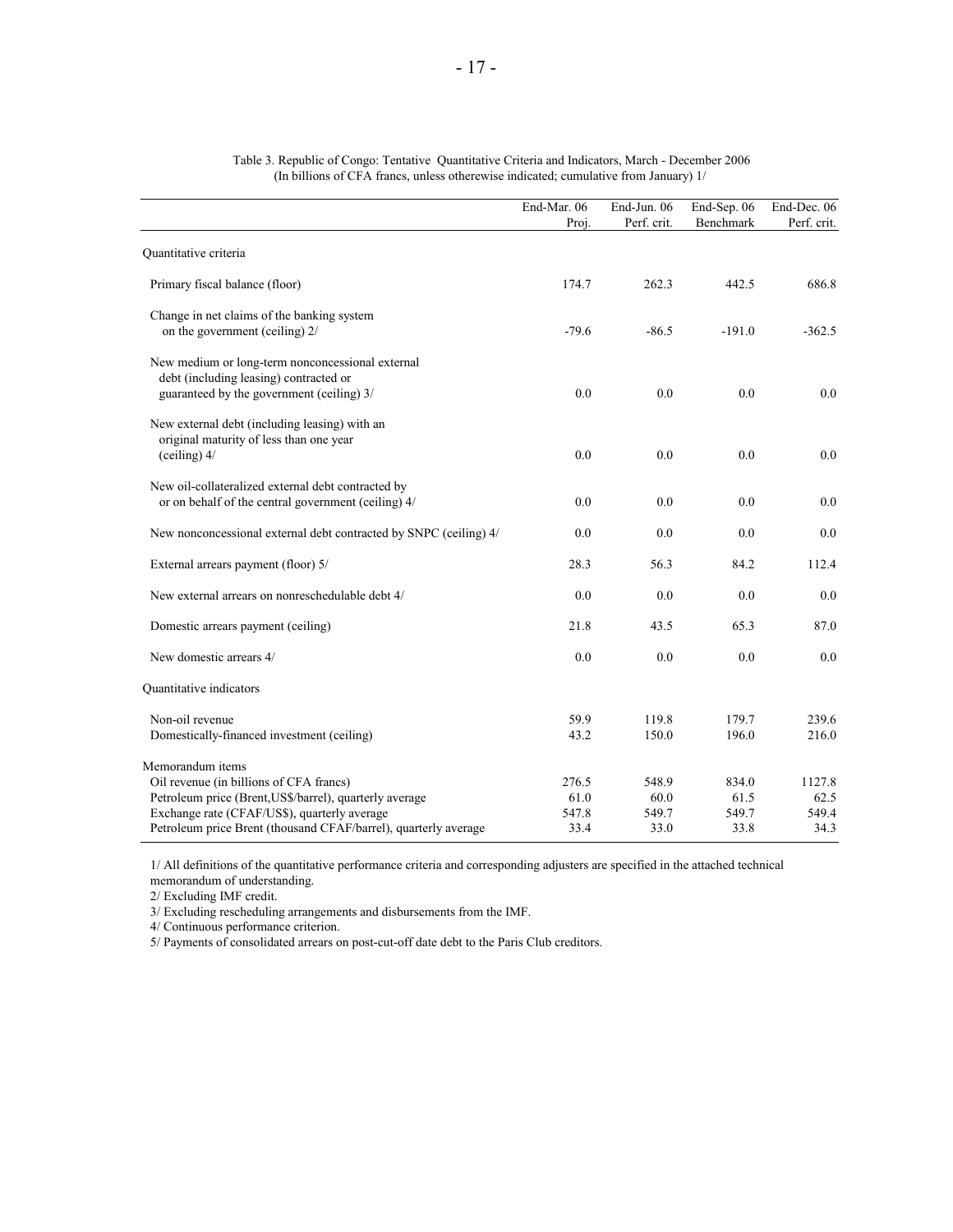Table 3. Republic of Congo: Tentative Quantitative Criteria and Indicators, March - December 2006
(In billions of CFA francs, unless otherewise indicated; cumulative from January) 1/

| | End-Mar. 06 Proj. | End-Jun. 06 Perf. crit. | End-Sep. 06 Benchmark | End-Dec. 06 Perf. crit. |
|---|---|---|---|---|
| **Quantitative criteria** | | | | |
| Primary fiscal balance (floor) | 174.7 | 262.3 | 442.5 | 686.8 |
| Change in net claims of the banking system on the government (ceiling) 2/ | -79.6 | -86.5 | -191.0 | -362.5 |
| New medium or long-term nonconcessional external debt (including leasing) contracted or guaranteed by the government (ceiling) 3/ | 0.0 | 0.0 | 0.0 | 0.0 |
| New external debt (including leasing) with an original maturity of less than one year (ceiling) 4/ | 0.0 | 0.0 | 0.0 | 0.0 |
| New oil-collateralized external debt contracted by or on behalf of the central government (ceiling) 4/ | 0.0 | 0.0 | 0.0 | 0.0 |
| New nonconcessional external debt contracted by SNPC (ceiling) 4/ | 0.0 | 0.0 | 0.0 | 0.0 |
| External arrears payment (floor) 5/ | 28.3 | 56.3 | 84.2 | 112.4 |
| New external arrears on nonreschedulable debt 4/ | 0.0 | 0.0 | 0.0 | 0.0 |
| Domestic arrears payment (ceiling) | 21.8 | 43.5 | 65.3 | 87.0 |
| New domestic arrears 4/ | 0.0 | 0.0 | 0.0 | 0.0 |
| **Quantitative indicators** | | | | |
| Non-oil revenue | 59.9 | 119.8 | 179.7 | 239.6 |
| Domestically-financed investment (ceiling) | 43.2 | 150.0 | 196.0 | 216.0 |
| **Memorandum items** | | | | |
| Oil revenue (in billions of CFA francs) | 276.5 | 548.9 | 834.0 | 1127.8 |
| Petroleum price (Brent,US$/barrel), quarterly average | 61.0 | 60.0 | 61.5 | 62.5 |
| Exchange rate (CFAF/US$), quarterly average | 547.8 | 549.7 | 549.7 | 549.4 |
| Petroleum price Brent (thousand CFAF/barrel), quarterly average | 33.4 | 33.0 | 33.8 | 34.3 |

1/ All definitions of the quantitative performance criteria and corresponding adjusters are specified in the attached technical memorandum of understanding.
2/ Excluding IMF credit.
3/ Excluding rescheduling arrangements and disbursements from the IMF.
4/ Continuous performance criterion.
5/ Payments of consolidated arrears on post-cut-off date debt to the Paris Club creditors.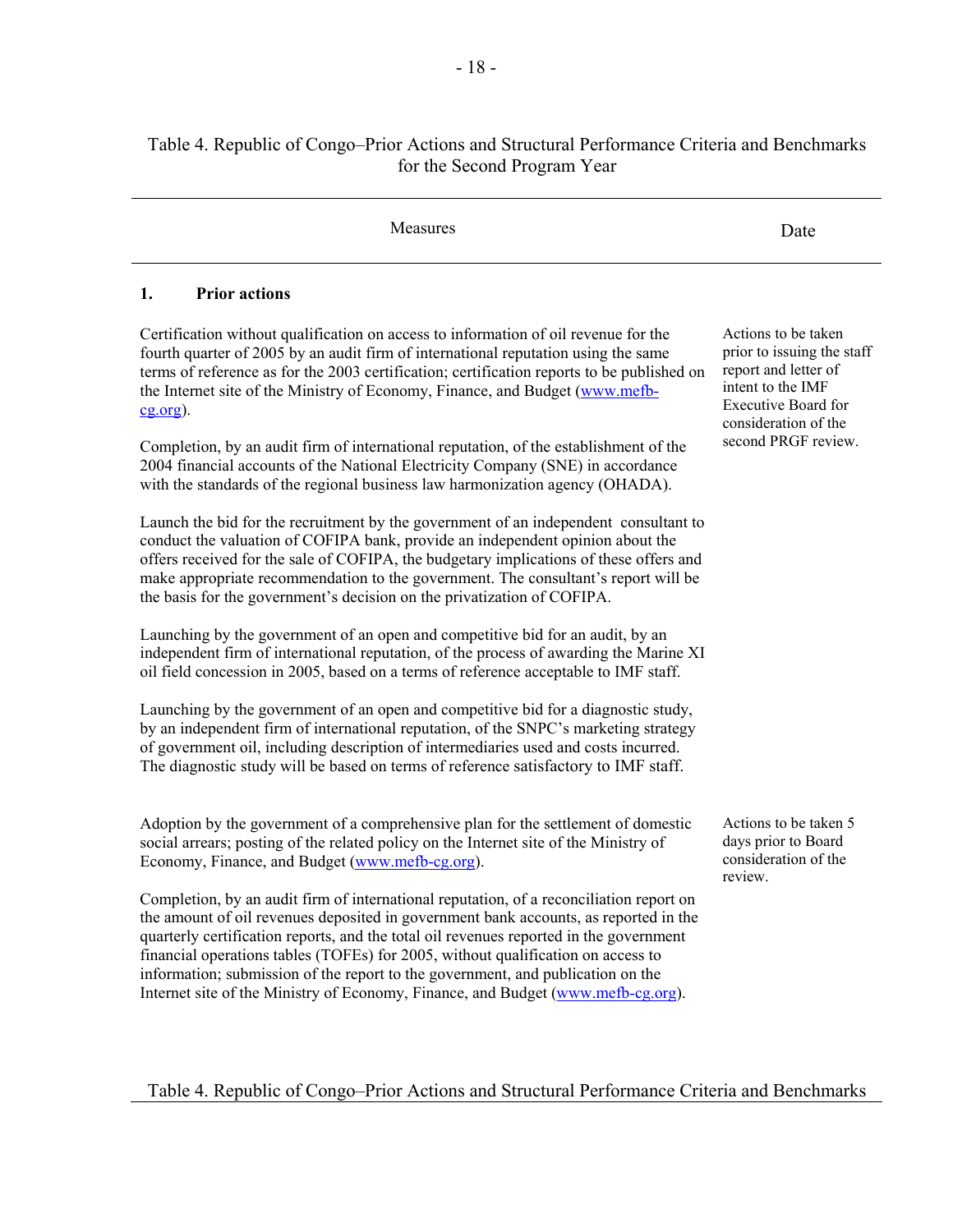Table 4. Republic of Congo–Prior Actions and Structural Performance Criteria and Benchmarks for the Second Program Year

| Measures | Date |
|---|---|
| **1. Prior actions** | |
| Certification without qualification on access to information of oil revenue for the fourth quarter of 2005 by an audit firm of international reputation using the same terms of reference as for the 2003 certification; certification reports to be published on the Internet site of the Ministry of Economy, Finance, and Budget (www.mefb-cg.org). | Actions to be taken prior to issuing the staff report and letter of intent to the IMF Executive Board for consideration of the second PRGF review. |
| Completion, by an audit firm of international reputation, of the establishment of the 2004 financial accounts of the National Electricity Company (SNE) in accordance with the standards of the regional business law harmonization agency (OHADA). | |
| Launch the bid for the recruitment by the government of an independent consultant to conduct the valuation of COFIPA bank, provide an independent opinion about the offers received for the sale of COFIPA, the budgetary implications of these offers and make appropriate recommendation to the government. The consultant's report will be the basis for the government's decision on the privatization of COFIPA. | |
| Launching by the government of an open and competitive bid for an audit, by an independent firm of international reputation, of the process of awarding the Marine XI oil field concession in 2005, based on a terms of reference acceptable to IMF staff. | |
| Launching by the government of an open and competitive bid for a diagnostic study, by an independent firm of international reputation, of the SNPC's marketing strategy of government oil, including description of intermediaries used and costs incurred. The diagnostic study will be based on terms of reference satisfactory to IMF staff. | |
| Adoption by the government of a comprehensive plan for the settlement of domestic social arrears; posting of the related policy on the Internet site of the Ministry of Economy, Finance, and Budget (www.mefb-cg.org). | Actions to be taken 5 days prior to Board consideration of the review. |
| Completion, by an audit firm of international reputation, of a reconciliation report on the amount of oil revenues deposited in government bank accounts, as reported in the quarterly certification reports, and the total oil revenues reported in the government financial operations tables (TOFEs) for 2005, without qualification on access to information; submission of the report to the government, and publication on the Internet site of the Ministry of Economy, Finance, and Budget (www.mefb-cg.org). | |

Table 4. Republic of Congo–Prior Actions and Structural Performance Criteria and Benchmarks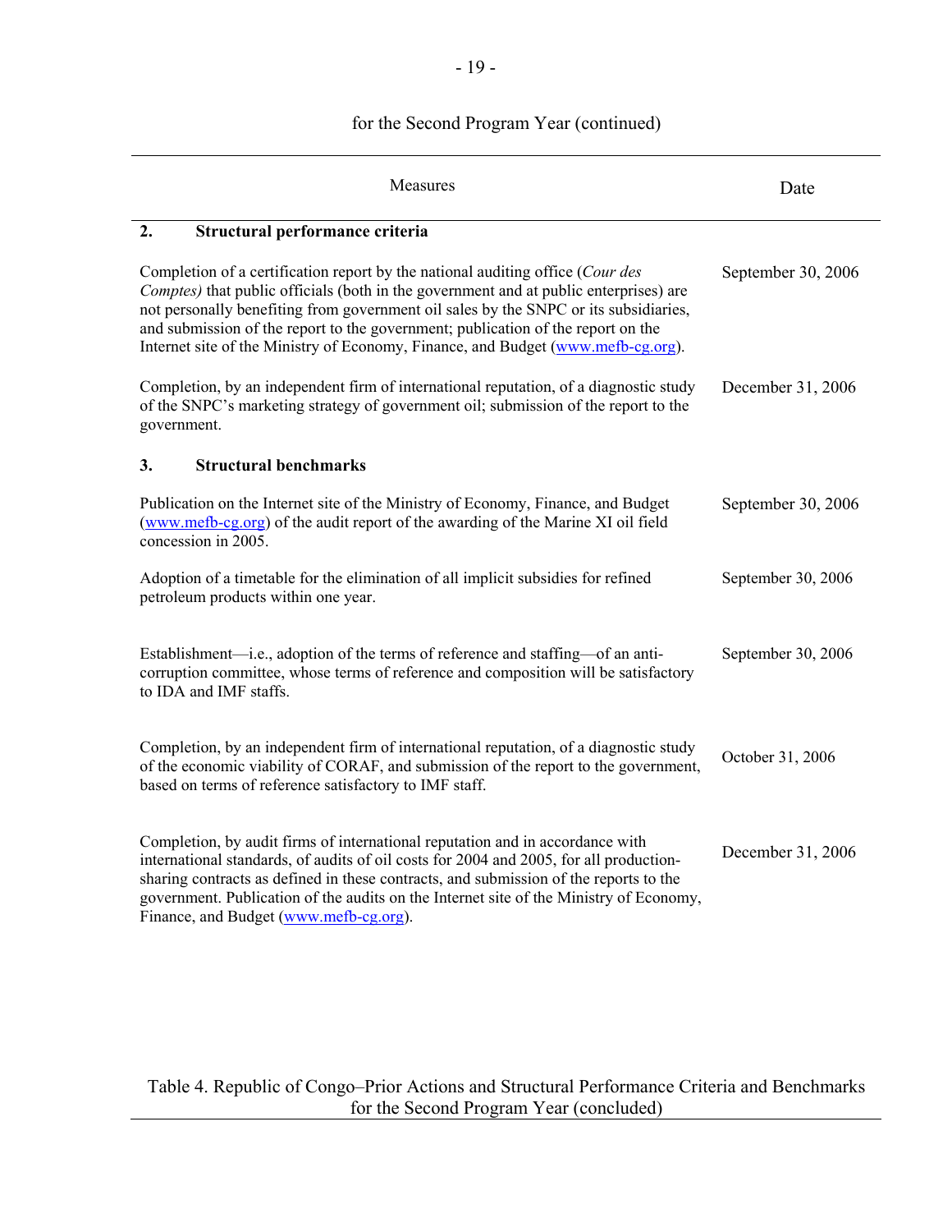for the Second Program Year (continued)

| Measures | Date |
|---|---|
| **2. Structural performance criteria** | |
| Completion of a certification report by the national auditing office (*Cour des Comptes)* that public officials (both in the government and at public enterprises) are not personally benefiting from government oil sales by the SNPC or its subsidiaries, and submission of the report to the government; publication of the report on the Internet site of the Ministry of Economy, Finance, and Budget (www.mefb-cg.org). | September 30, 2006 |
| Completion, by an independent firm of international reputation, of a diagnostic study of the SNPC's marketing strategy of government oil; submission of the report to the government. | December 31, 2006 |
| **3. Structural benchmarks** | |
| Publication on the Internet site of the Ministry of Economy, Finance, and Budget (www.mefb-cg.org) of the audit report of the awarding of the Marine XI oil field concession in 2005. | September 30, 2006 |
| Adoption of a timetable for the elimination of all implicit subsidies for refined petroleum products within one year. | September 30, 2006 |
| Establishment—i.e., adoption of the terms of reference and staffing—of an anti-corruption committee, whose terms of reference and composition will be satisfactory to IDA and IMF staffs. | September 30, 2006 |
| Completion, by an independent firm of international reputation, of a diagnostic study of the economic viability of CORAF, and submission of the report to the government, based on terms of reference satisfactory to IMF staff. | October 31, 2006 |
| Completion, by audit firms of international reputation and in accordance with international standards, of audits of oil costs for 2004 and 2005, for all production-sharing contracts as defined in these contracts, and submission of the reports to the government. Publication of the audits on the Internet site of the Ministry of Economy, Finance, and Budget (www.mefb-cg.org). | December 31, 2006 |

Table 4. Republic of Congo–Prior Actions and Structural Performance Criteria and Benchmarks for the Second Program Year (concluded)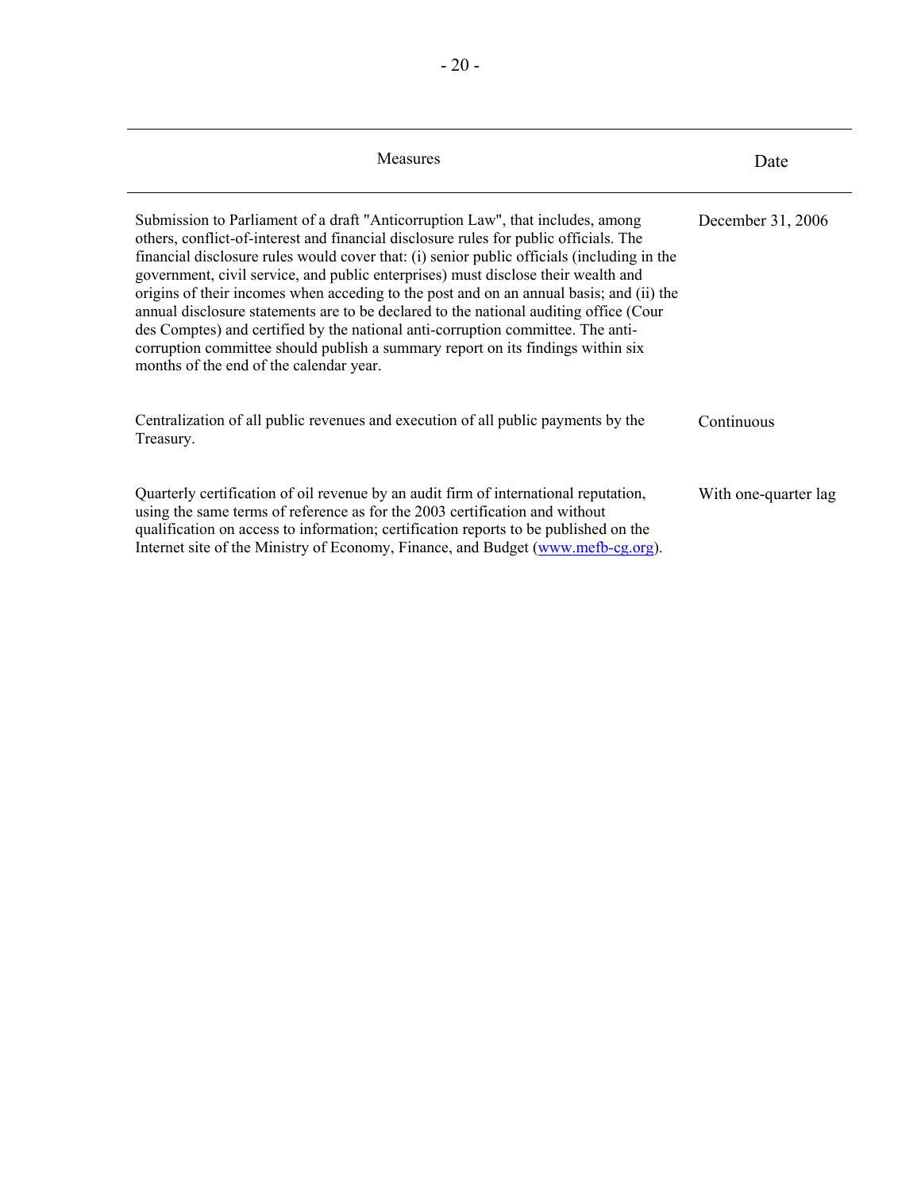| Measures | Date |
|---|---|
| Submission to Parliament of a draft "Anticorruption Law", that includes, among others, conflict-of-interest and financial disclosure rules for public officials. The financial disclosure rules would cover that: (i) senior public officials (including in the government, civil service, and public enterprises) must disclose their wealth and origins of their incomes when acceding to the post and on an annual basis; and (ii) the annual disclosure statements are to be declared to the national auditing office (Cour des Comptes) and certified by the national anti-corruption committee. The anti-corruption committee should publish a summary report on its findings within six months of the end of the calendar year. | December 31, 2006 |
| Centralization of all public revenues and execution of all public payments by the Treasury. | Continuous |
| Quarterly certification of oil revenue by an audit firm of international reputation, using the same terms of reference as for the 2003 certification and without qualification on access to information; certification reports to be published on the Internet site of the Ministry of Economy, Finance, and Budget (www.mefb-cg.org). | With one-quarter lag |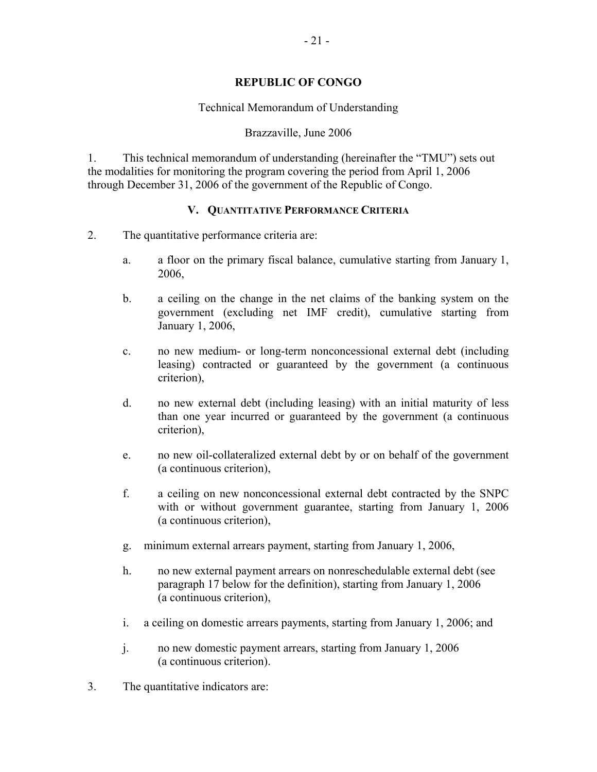## REPUBLIC OF CONGO

Technical Memorandum of Understanding

Brazzaville, June 2006

1. This technical memorandum of understanding (hereinafter the "TMU") sets out the modalities for monitoring the program covering the period from April 1, 2006 through December 31, 2006 of the government of the Republic of Congo.

### V. QUANTITATIVE PERFORMANCE CRITERIA

2. The quantitative performance criteria are:

   a. a floor on the primary fiscal balance, cumulative starting from January 1, 2006,

   b. a ceiling on the change in the net claims of the banking system on the government (excluding net IMF credit), cumulative starting from January 1, 2006,

   c. no new medium- or long-term nonconcessional external debt (including leasing) contracted or guaranteed by the government (a continuous criterion),

   d. no new external debt (including leasing) with an initial maturity of less than one year incurred or guaranteed by the government (a continuous criterion),

   e. no new oil-collateralized external debt by or on behalf of the government (a continuous criterion),

   f. a ceiling on new nonconcessional external debt contracted by the SNPC with or without government guarantee, starting from January 1, 2006 (a continuous criterion),

   g. minimum external arrears payment, starting from January 1, 2006,

   h. no new external payment arrears on nonreschedulable external debt (see paragraph 17 below for the definition), starting from January 1, 2006 (a continuous criterion),

   i. a ceiling on domestic arrears payments, starting from January 1, 2006; and

   j. no new domestic payment arrears, starting from January 1, 2006 (a continuous criterion).

3. The quantitative indicators are: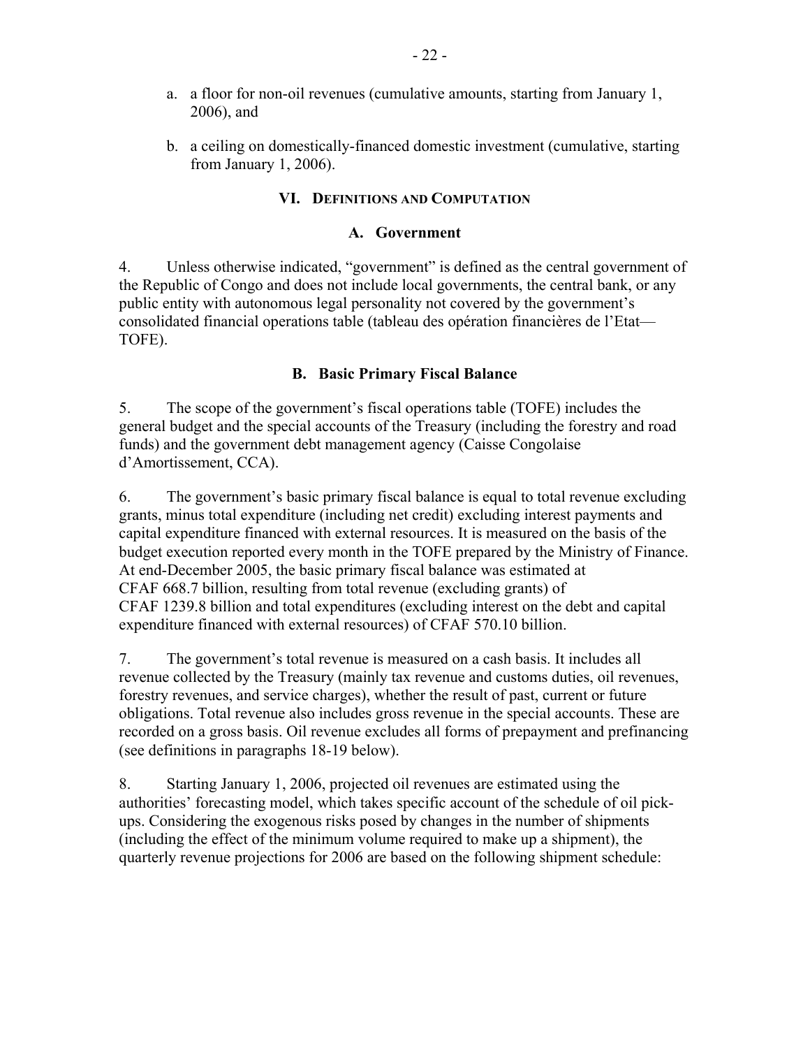a. a floor for non-oil revenues (cumulative amounts, starting from January 1, 2006), and

b. a ceiling on domestically-financed domestic investment (cumulative, starting from January 1, 2006).

## VI. Definitions and Computation

### A. Government

4. Unless otherwise indicated, "government" is defined as the central government of the Republic of Congo and does not include local governments, the central bank, or any public entity with autonomous legal personality not covered by the government's consolidated financial operations table (tableau des opération financières de l'Etat—TOFE).

### B. Basic Primary Fiscal Balance

5. The scope of the government's fiscal operations table (TOFE) includes the general budget and the special accounts of the Treasury (including the forestry and road funds) and the government debt management agency (Caisse Congolaise d'Amortissement, CCA).

6. The government's basic primary fiscal balance is equal to total revenue excluding grants, minus total expenditure (including net credit) excluding interest payments and capital expenditure financed with external resources. It is measured on the basis of the budget execution reported every month in the TOFE prepared by the Ministry of Finance. At end-December 2005, the basic primary fiscal balance was estimated at CFAF 668.7 billion, resulting from total revenue (excluding grants) of CFAF 1239.8 billion and total expenditures (excluding interest on the debt and capital expenditure financed with external resources) of CFAF 570.10 billion.

7. The government's total revenue is measured on a cash basis. It includes all revenue collected by the Treasury (mainly tax revenue and customs duties, oil revenues, forestry revenues, and service charges), whether the result of past, current or future obligations. Total revenue also includes gross revenue in the special accounts. These are recorded on a gross basis. Oil revenue excludes all forms of prepayment and prefinancing (see definitions in paragraphs 18-19 below).

8. Starting January 1, 2006, projected oil revenues are estimated using the authorities' forecasting model, which takes specific account of the schedule of oil pick-ups. Considering the exogenous risks posed by changes in the number of shipments (including the effect of the minimum volume required to make up a shipment), the quarterly revenue projections for 2006 are based on the following shipment schedule: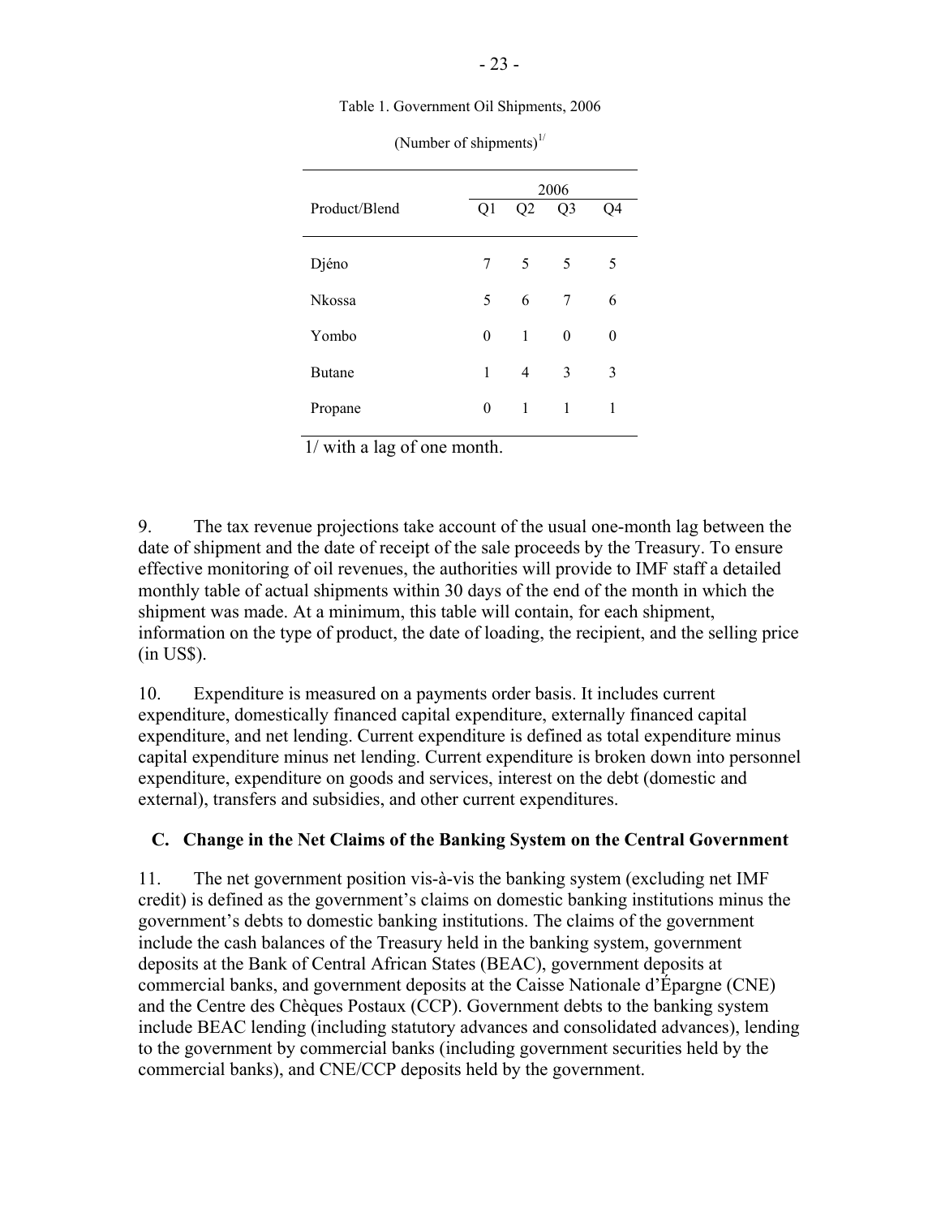Table 1. Government Oil Shipments, 2006

(Number of shipments)[1/]

| Product/Blend | 2006 | | | |
|---|---|---|---|---|
| | Q1 | Q2 | Q3 | Q4 |
| Djéno | 7 | 5 | 5 | 5 |
| Nkossa | 5 | 6 | 7 | 6 |
| Yombo | 0 | 1 | 0 | 0 |
| Butane | 1 | 4 | 3 | 3 |
| Propane | 0 | 1 | 1 | 1 |

1/ with a lag of one month.

9. The tax revenue projections take account of the usual one-month lag between the date of shipment and the date of receipt of the sale proceeds by the Treasury. To ensure effective monitoring of oil revenues, the authorities will provide to IMF staff a detailed monthly table of actual shipments within 30 days of the end of the month in which the shipment was made. At a minimum, this table will contain, for each shipment, information on the type of product, the date of loading, the recipient, and the selling price (in US$).

10. Expenditure is measured on a payments order basis. It includes current expenditure, domestically financed capital expenditure, externally financed capital expenditure, and net lending. Current expenditure is defined as total expenditure minus capital expenditure minus net lending. Current expenditure is broken down into personnel expenditure, expenditure on goods and services, interest on the debt (domestic and external), transfers and subsidies, and other current expenditures.

## C. Change in the Net Claims of the Banking System on the Central Government

11. The net government position vis-à-vis the banking system (excluding net IMF credit) is defined as the government's claims on domestic banking institutions minus the government's debts to domestic banking institutions. The claims of the government include the cash balances of the Treasury held in the banking system, government deposits at the Bank of Central African States (BEAC), government deposits at commercial banks, and government deposits at the Caisse Nationale d'Épargne (CNE) and the Centre des Chèques Postaux (CCP). Government debts to the banking system include BEAC lending (including statutory advances and consolidated advances), lending to the government by commercial banks (including government securities held by the commercial banks), and CNE/CCP deposits held by the government.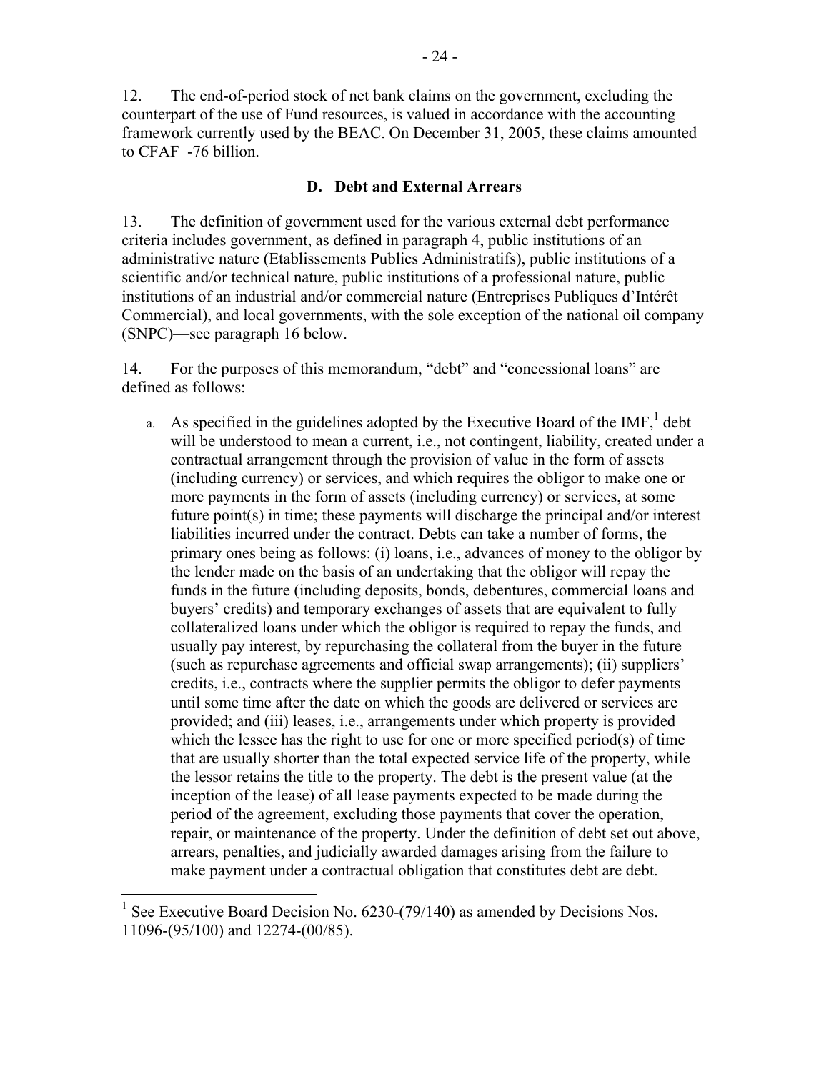12. The end-of-period stock of net bank claims on the government, excluding the counterpart of the use of Fund resources, is valued in accordance with the accounting framework currently used by the BEAC. On December 31, 2005, these claims amounted to CFAF -76 billion.

### D. Debt and External Arrears

13. The definition of government used for the various external debt performance criteria includes government, as defined in paragraph 4, public institutions of an administrative nature (Etablissements Publics Administratifs), public institutions of a scientific and/or technical nature, public institutions of a professional nature, public institutions of an industrial and/or commercial nature (Entreprises Publiques d'Intérêt Commercial), and local governments, with the sole exception of the national oil company (SNPC)—see paragraph 16 below.

14. For the purposes of this memorandum, "debt" and "concessional loans" are defined as follows:

a. As specified in the guidelines adopted by the Executive Board of the IMF,[1] debt will be understood to mean a current, i.e., not contingent, liability, created under a contractual arrangement through the provision of value in the form of assets (including currency) or services, and which requires the obligor to make one or more payments in the form of assets (including currency) or services, at some future point(s) in time; these payments will discharge the principal and/or interest liabilities incurred under the contract. Debts can take a number of forms, the primary ones being as follows: (i) loans, i.e., advances of money to the obligor by the lender made on the basis of an undertaking that the obligor will repay the funds in the future (including deposits, bonds, debentures, commercial loans and buyers' credits) and temporary exchanges of assets that are equivalent to fully collateralized loans under which the obligor is required to repay the funds, and usually pay interest, by repurchasing the collateral from the buyer in the future (such as repurchase agreements and official swap arrangements); (ii) suppliers' credits, i.e., contracts where the supplier permits the obligor to defer payments until some time after the date on which the goods are delivered or services are provided; and (iii) leases, i.e., arrangements under which property is provided which the lessee has the right to use for one or more specified period(s) of time that are usually shorter than the total expected service life of the property, while the lessor retains the title to the property. The debt is the present value (at the inception of the lease) of all lease payments expected to be made during the period of the agreement, excluding those payments that cover the operation, repair, or maintenance of the property. Under the definition of debt set out above, arrears, penalties, and judicially awarded damages arising from the failure to make payment under a contractual obligation that constitutes debt are debt.

[1] See Executive Board Decision No. 6230-(79/140) as amended by Decisions Nos. 11096-(95/100) and 12274-(00/85).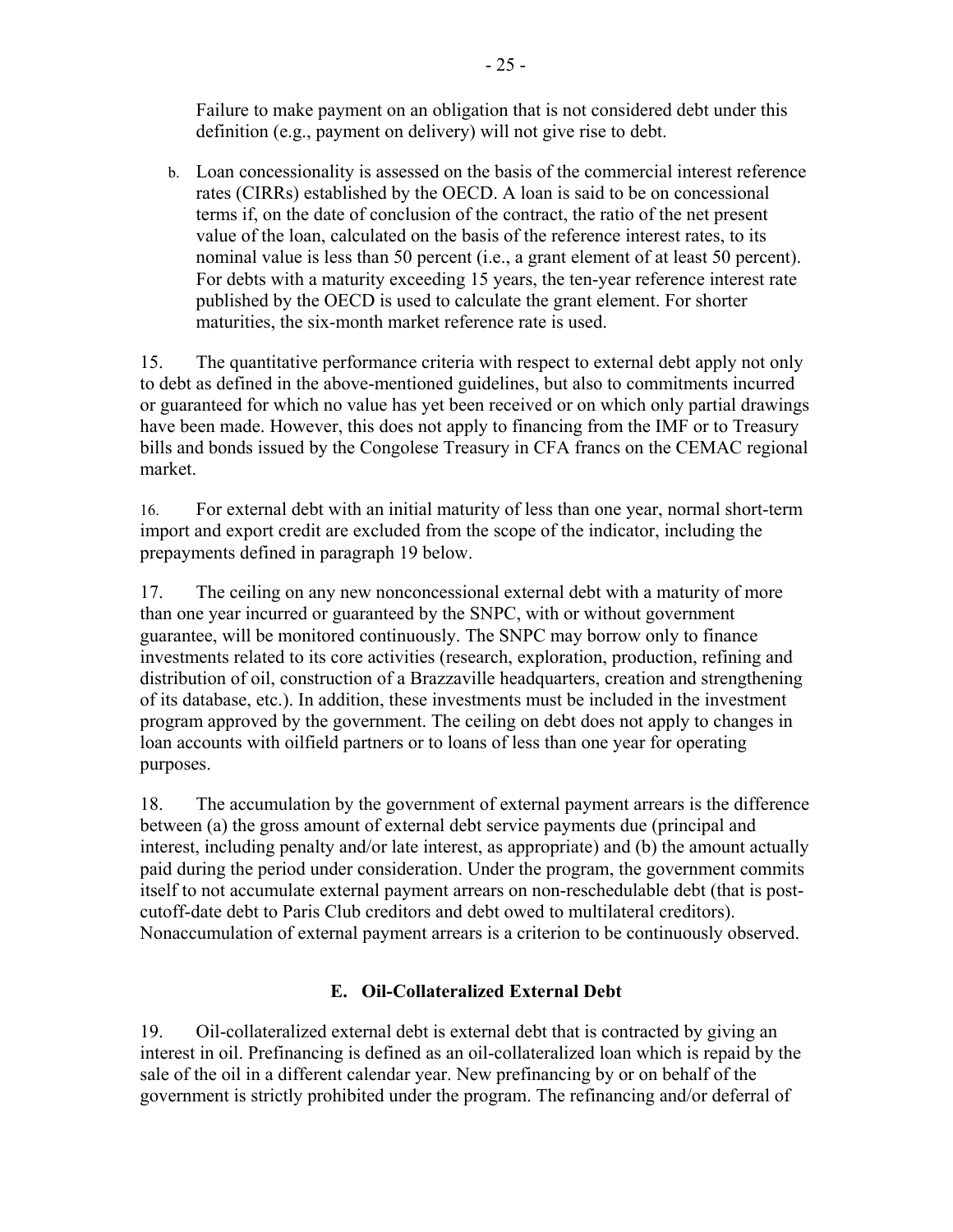Failure to make payment on an obligation that is not considered debt under this definition (e.g., payment on delivery) will not give rise to debt.

b. Loan concessionality is assessed on the basis of the commercial interest reference rates (CIRRs) established by the OECD. A loan is said to be on concessional terms if, on the date of conclusion of the contract, the ratio of the net present value of the loan, calculated on the basis of the reference interest rates, to its nominal value is less than 50 percent (i.e., a grant element of at least 50 percent). For debts with a maturity exceeding 15 years, the ten-year reference interest rate published by the OECD is used to calculate the grant element. For shorter maturities, the six-month market reference rate is used.

15. The quantitative performance criteria with respect to external debt apply not only to debt as defined in the above-mentioned guidelines, but also to commitments incurred or guaranteed for which no value has yet been received or on which only partial drawings have been made. However, this does not apply to financing from the IMF or to Treasury bills and bonds issued by the Congolese Treasury in CFA francs on the CEMAC regional market.

16. For external debt with an initial maturity of less than one year, normal short-term import and export credit are excluded from the scope of the indicator, including the prepayments defined in paragraph 19 below.

17. The ceiling on any new nonconcessional external debt with a maturity of more than one year incurred or guaranteed by the SNPC, with or without government guarantee, will be monitored continuously. The SNPC may borrow only to finance investments related to its core activities (research, exploration, production, refining and distribution of oil, construction of a Brazzaville headquarters, creation and strengthening of its database, etc.). In addition, these investments must be included in the investment program approved by the government. The ceiling on debt does not apply to changes in loan accounts with oilfield partners or to loans of less than one year for operating purposes.

18. The accumulation by the government of external payment arrears is the difference between (a) the gross amount of external debt service payments due (principal and interest, including penalty and/or late interest, as appropriate) and (b) the amount actually paid during the period under consideration. Under the program, the government commits itself to not accumulate external payment arrears on non-reschedulable debt (that is post-cutoff-date debt to Paris Club creditors and debt owed to multilateral creditors). Nonaccumulation of external payment arrears is a criterion to be continuously observed.

### E. Oil-Collateralized External Debt

19. Oil-collateralized external debt is external debt that is contracted by giving an interest in oil. Prefinancing is defined as an oil-collateralized loan which is repaid by the sale of the oil in a different calendar year. New prefinancing by or on behalf of the government is strictly prohibited under the program. The refinancing and/or deferral of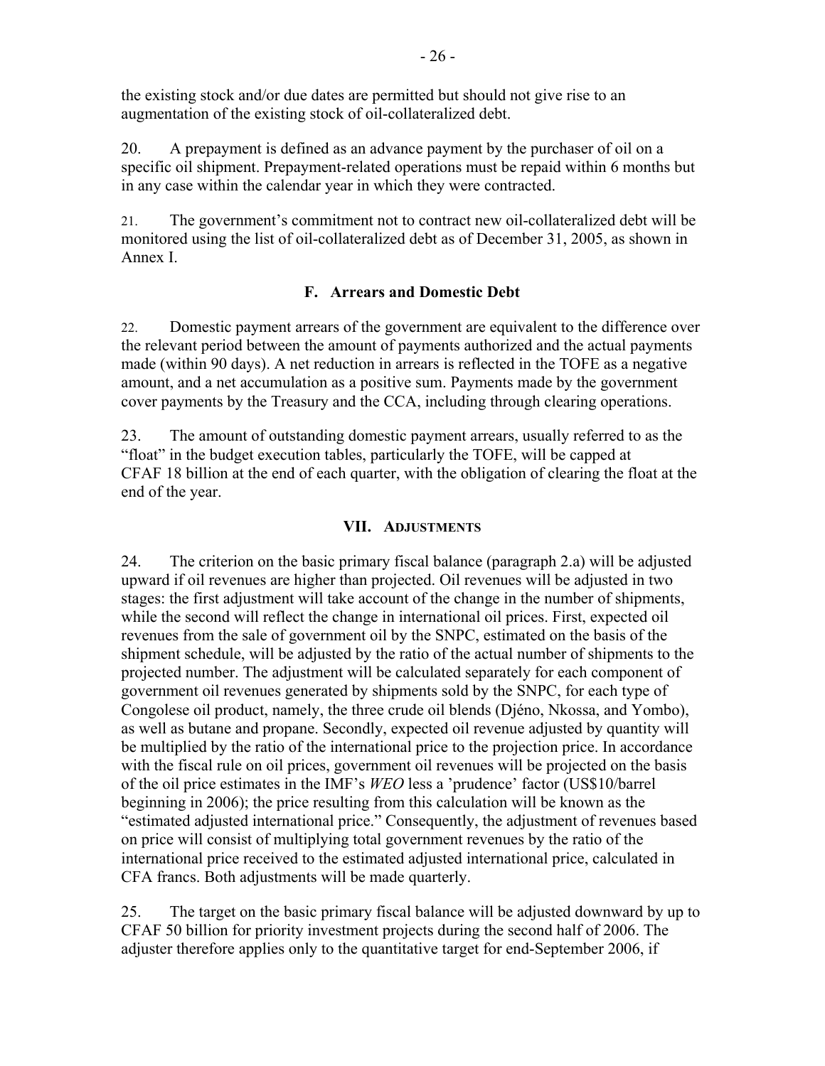the existing stock and/or due dates are permitted but should not give rise to an augmentation of the existing stock of oil-collateralized debt.

20. A prepayment is defined as an advance payment by the purchaser of oil on a specific oil shipment. Prepayment-related operations must be repaid within 6 months but in any case within the calendar year in which they were contracted.

21. The government's commitment not to contract new oil-collateralized debt will be monitored using the list of oil-collateralized debt as of December 31, 2005, as shown in Annex I.

### F. Arrears and Domestic Debt

22. Domestic payment arrears of the government are equivalent to the difference over the relevant period between the amount of payments authorized and the actual payments made (within 90 days). A net reduction in arrears is reflected in the TOFE as a negative amount, and a net accumulation as a positive sum. Payments made by the government cover payments by the Treasury and the CCA, including through clearing operations.

23. The amount of outstanding domestic payment arrears, usually referred to as the "float" in the budget execution tables, particularly the TOFE, will be capped at CFAF 18 billion at the end of each quarter, with the obligation of clearing the float at the end of the year.

## VII. Adjustments

24. The criterion on the basic primary fiscal balance (paragraph 2.a) will be adjusted upward if oil revenues are higher than projected. Oil revenues will be adjusted in two stages: the first adjustment will take account of the change in the number of shipments, while the second will reflect the change in international oil prices. First, expected oil revenues from the sale of government oil by the SNPC, estimated on the basis of the shipment schedule, will be adjusted by the ratio of the actual number of shipments to the projected number. The adjustment will be calculated separately for each component of government oil revenues generated by shipments sold by the SNPC, for each type of Congolese oil product, namely, the three crude oil blends (Djéno, Nkossa, and Yombo), as well as butane and propane. Secondly, expected oil revenue adjusted by quantity will be multiplied by the ratio of the international price to the projection price. In accordance with the fiscal rule on oil prices, government oil revenues will be projected on the basis of the oil price estimates in the IMF's *WEO* less a 'prudence' factor (US$10/barrel beginning in 2006); the price resulting from this calculation will be known as the "estimated adjusted international price." Consequently, the adjustment of revenues based on price will consist of multiplying total government revenues by the ratio of the international price received to the estimated adjusted international price, calculated in CFA francs. Both adjustments will be made quarterly.

25. The target on the basic primary fiscal balance will be adjusted downward by up to CFAF 50 billion for priority investment projects during the second half of 2006. The adjuster therefore applies only to the quantitative target for end-September 2006, if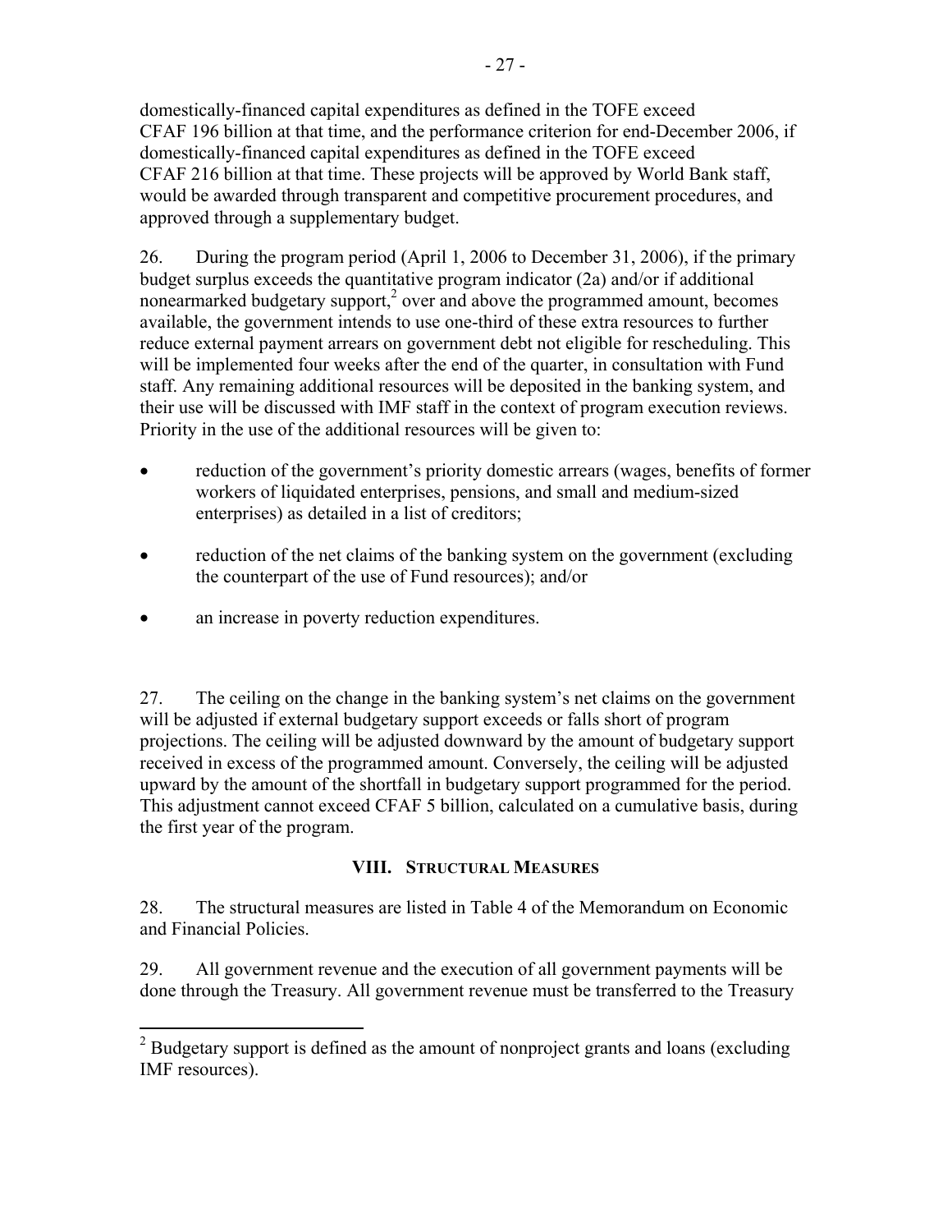domestically-financed capital expenditures as defined in the TOFE exceed CFAF 196 billion at that time, and the performance criterion for end-December 2006, if domestically-financed capital expenditures as defined in the TOFE exceed CFAF 216 billion at that time. These projects will be approved by World Bank staff, would be awarded through transparent and competitive procurement procedures, and approved through a supplementary budget.

26. During the program period (April 1, 2006 to December 31, 2006), if the primary budget surplus exceeds the quantitative program indicator (2a) and/or if additional nonearmarked budgetary support,[2] over and above the programmed amount, becomes available, the government intends to use one-third of these extra resources to further reduce external payment arrears on government debt not eligible for rescheduling. This will be implemented four weeks after the end of the quarter, in consultation with Fund staff. Any remaining additional resources will be deposited in the banking system, and their use will be discussed with IMF staff in the context of program execution reviews. Priority in the use of the additional resources will be given to:

- reduction of the government's priority domestic arrears (wages, benefits of former workers of liquidated enterprises, pensions, and small and medium-sized enterprises) as detailed in a list of creditors;
- reduction of the net claims of the banking system on the government (excluding the counterpart of the use of Fund resources); and/or
- an increase in poverty reduction expenditures.

27. The ceiling on the change in the banking system's net claims on the government will be adjusted if external budgetary support exceeds or falls short of program projections. The ceiling will be adjusted downward by the amount of budgetary support received in excess of the programmed amount. Conversely, the ceiling will be adjusted upward by the amount of the shortfall in budgetary support programmed for the period. This adjustment cannot exceed CFAF 5 billion, calculated on a cumulative basis, during the first year of the program.

## VIII. Structural Measures

28. The structural measures are listed in Table 4 of the Memorandum on Economic and Financial Policies.

29. All government revenue and the execution of all government payments will be done through the Treasury. All government revenue must be transferred to the Treasury

[2] Budgetary support is defined as the amount of nonproject grants and loans (excluding IMF resources).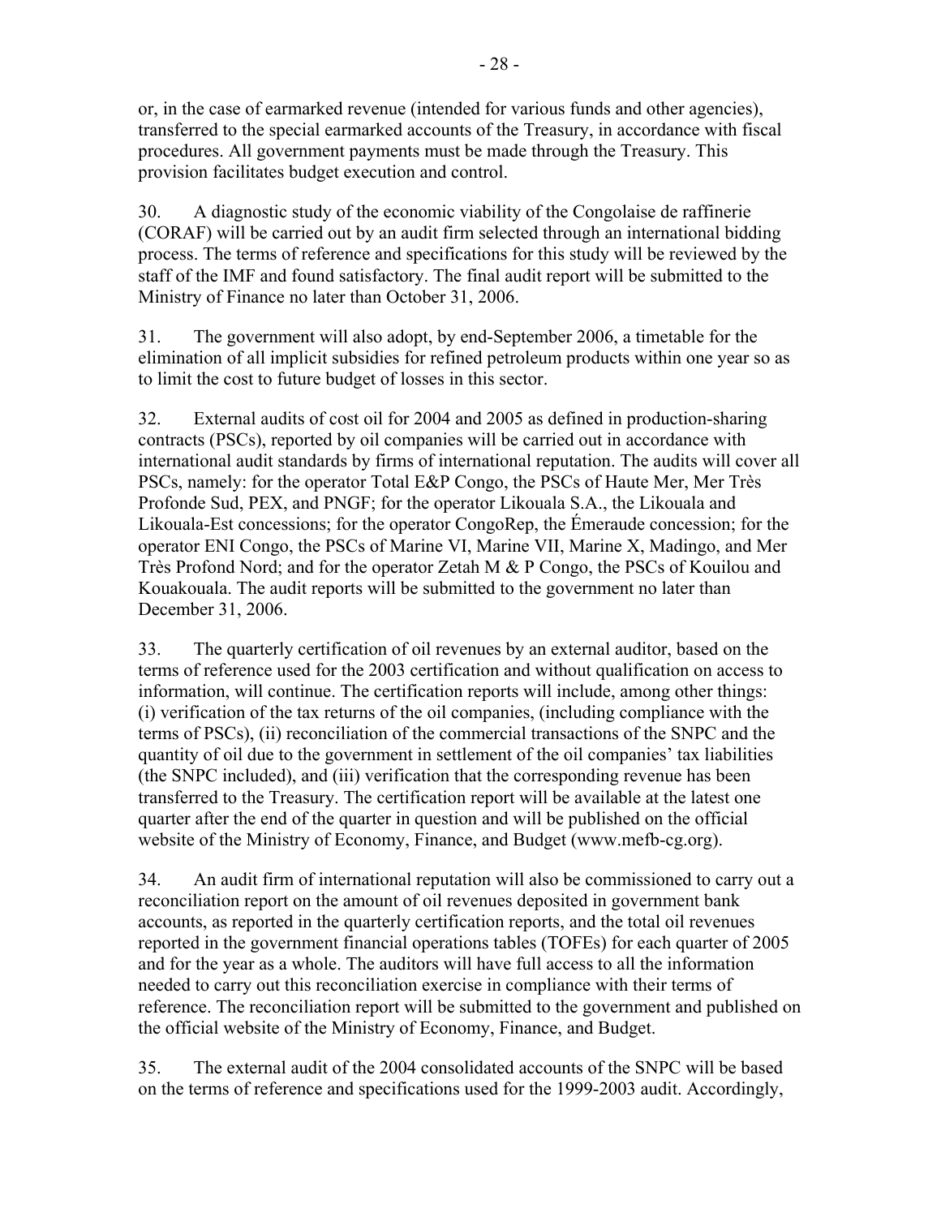or, in the case of earmarked revenue (intended for various funds and other agencies), transferred to the special earmarked accounts of the Treasury, in accordance with fiscal procedures. All government payments must be made through the Treasury. This provision facilitates budget execution and control.

30. A diagnostic study of the economic viability of the Congolaise de raffinerie (CORAF) will be carried out by an audit firm selected through an international bidding process. The terms of reference and specifications for this study will be reviewed by the staff of the IMF and found satisfactory. The final audit report will be submitted to the Ministry of Finance no later than October 31, 2006.

31. The government will also adopt, by end-September 2006, a timetable for the elimination of all implicit subsidies for refined petroleum products within one year so as to limit the cost to future budget of losses in this sector.

32. External audits of cost oil for 2004 and 2005 as defined in production-sharing contracts (PSCs), reported by oil companies will be carried out in accordance with international audit standards by firms of international reputation. The audits will cover all PSCs, namely: for the operator Total E&P Congo, the PSCs of Haute Mer, Mer Très Profonde Sud, PEX, and PNGF; for the operator Likouala S.A., the Likouala and Likouala-Est concessions; for the operator CongoRep, the Émeraude concession; for the operator ENI Congo, the PSCs of Marine VI, Marine VII, Marine X, Madingo, and Mer Très Profond Nord; and for the operator Zetah M & P Congo, the PSCs of Kouilou and Kouakouala. The audit reports will be submitted to the government no later than December 31, 2006.

33. The quarterly certification of oil revenues by an external auditor, based on the terms of reference used for the 2003 certification and without qualification on access to information, will continue. The certification reports will include, among other things: (i) verification of the tax returns of the oil companies, (including compliance with the terms of PSCs), (ii) reconciliation of the commercial transactions of the SNPC and the quantity of oil due to the government in settlement of the oil companies' tax liabilities (the SNPC included), and (iii) verification that the corresponding revenue has been transferred to the Treasury. The certification report will be available at the latest one quarter after the end of the quarter in question and will be published on the official website of the Ministry of Economy, Finance, and Budget (www.mefb-cg.org).

34. An audit firm of international reputation will also be commissioned to carry out a reconciliation report on the amount of oil revenues deposited in government bank accounts, as reported in the quarterly certification reports, and the total oil revenues reported in the government financial operations tables (TOFEs) for each quarter of 2005 and for the year as a whole. The auditors will have full access to all the information needed to carry out this reconciliation exercise in compliance with their terms of reference. The reconciliation report will be submitted to the government and published on the official website of the Ministry of Economy, Finance, and Budget.

35. The external audit of the 2004 consolidated accounts of the SNPC will be based on the terms of reference and specifications used for the 1999-2003 audit. Accordingly,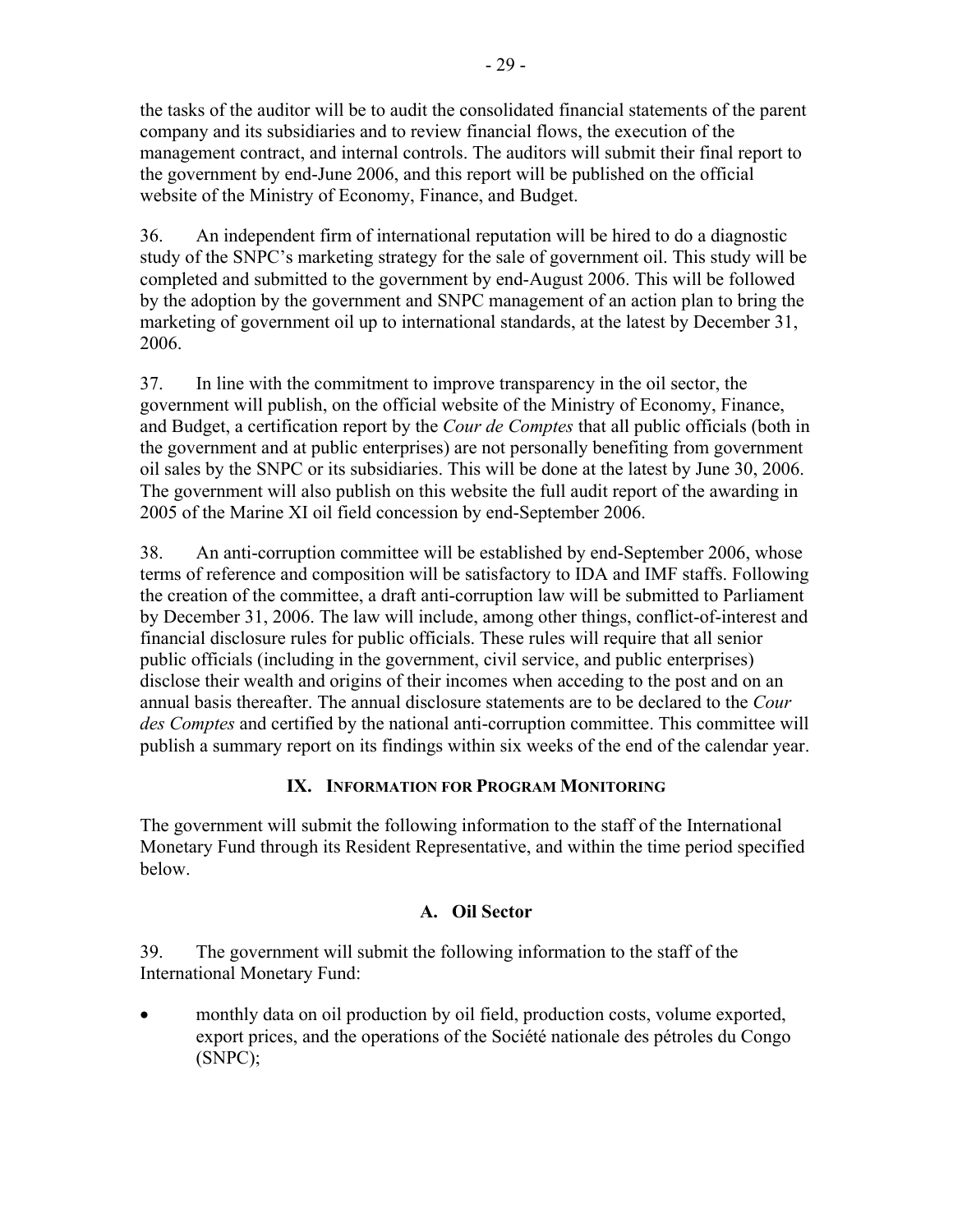the tasks of the auditor will be to audit the consolidated financial statements of the parent company and its subsidiaries and to review financial flows, the execution of the management contract, and internal controls. The auditors will submit their final report to the government by end-June 2006, and this report will be published on the official website of the Ministry of Economy, Finance, and Budget.

36. An independent firm of international reputation will be hired to do a diagnostic study of the SNPC's marketing strategy for the sale of government oil. This study will be completed and submitted to the government by end-August 2006. This will be followed by the adoption by the government and SNPC management of an action plan to bring the marketing of government oil up to international standards, at the latest by December 31, 2006.

37. In line with the commitment to improve transparency in the oil sector, the government will publish, on the official website of the Ministry of Economy, Finance, and Budget, a certification report by the *Cour de Comptes* that all public officials (both in the government and at public enterprises) are not personally benefiting from government oil sales by the SNPC or its subsidiaries. This will be done at the latest by June 30, 2006. The government will also publish on this website the full audit report of the awarding in 2005 of the Marine XI oil field concession by end-September 2006.

38. An anti-corruption committee will be established by end-September 2006, whose terms of reference and composition will be satisfactory to IDA and IMF staffs. Following the creation of the committee, a draft anti-corruption law will be submitted to Parliament by December 31, 2006. The law will include, among other things, conflict-of-interest and financial disclosure rules for public officials. These rules will require that all senior public officials (including in the government, civil service, and public enterprises) disclose their wealth and origins of their incomes when acceding to the post and on an annual basis thereafter. The annual disclosure statements are to be declared to the *Cour des Comptes* and certified by the national anti-corruption committee. This committee will publish a summary report on its findings within six weeks of the end of the calendar year.

## IX. Information for Program Monitoring

The government will submit the following information to the staff of the International Monetary Fund through its Resident Representative, and within the time period specified below.

### A. Oil Sector

39. The government will submit the following information to the staff of the International Monetary Fund:

- monthly data on oil production by oil field, production costs, volume exported, export prices, and the operations of the Société nationale des pétroles du Congo (SNPC);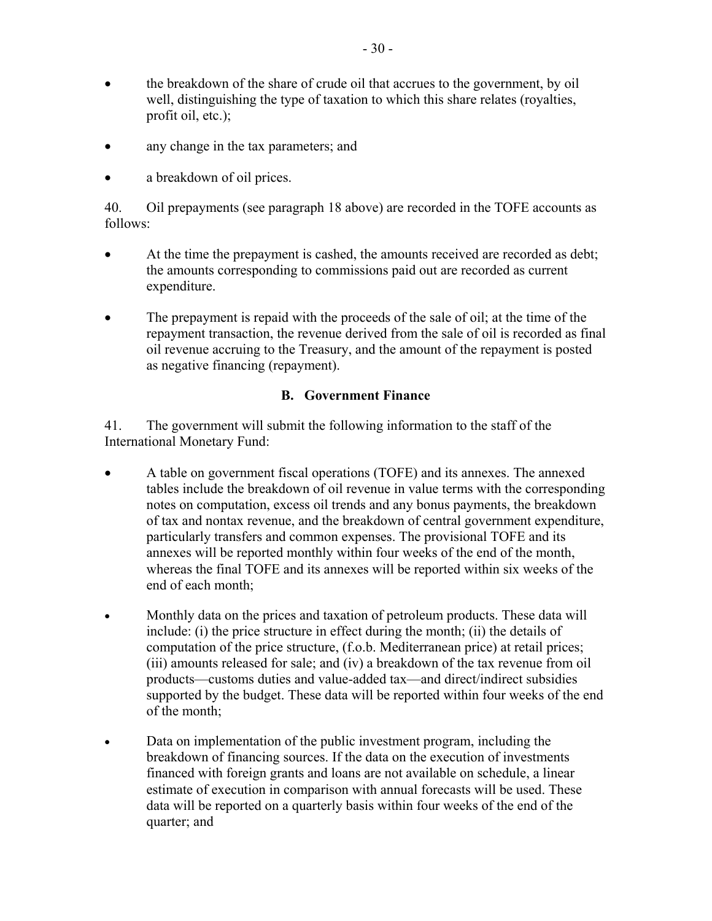- the breakdown of the share of crude oil that accrues to the government, by oil well, distinguishing the type of taxation to which this share relates (royalties, profit oil, etc.);
- any change in the tax parameters; and
- a breakdown of oil prices.

40. Oil prepayments (see paragraph 18 above) are recorded in the TOFE accounts as follows:

- At the time the prepayment is cashed, the amounts received are recorded as debt; the amounts corresponding to commissions paid out are recorded as current expenditure.
- The prepayment is repaid with the proceeds of the sale of oil; at the time of the repayment transaction, the revenue derived from the sale of oil is recorded as final oil revenue accruing to the Treasury, and the amount of the repayment is posted as negative financing (repayment).

### B. Government Finance

41. The government will submit the following information to the staff of the International Monetary Fund:

- A table on government fiscal operations (TOFE) and its annexes. The annexed tables include the breakdown of oil revenue in value terms with the corresponding notes on computation, excess oil trends and any bonus payments, the breakdown of tax and nontax revenue, and the breakdown of central government expenditure, particularly transfers and common expenses. The provisional TOFE and its annexes will be reported monthly within four weeks of the end of the month, whereas the final TOFE and its annexes will be reported within six weeks of the end of each month;
- Monthly data on the prices and taxation of petroleum products. These data will include: (i) the price structure in effect during the month; (ii) the details of computation of the price structure, (f.o.b. Mediterranean price) at retail prices; (iii) amounts released for sale; and (iv) a breakdown of the tax revenue from oil products—customs duties and value-added tax—and direct/indirect subsidies supported by the budget. These data will be reported within four weeks of the end of the month;
- Data on implementation of the public investment program, including the breakdown of financing sources. If the data on the execution of investments financed with foreign grants and loans are not available on schedule, a linear estimate of execution in comparison with annual forecasts will be used. These data will be reported on a quarterly basis within four weeks of the end of the quarter; and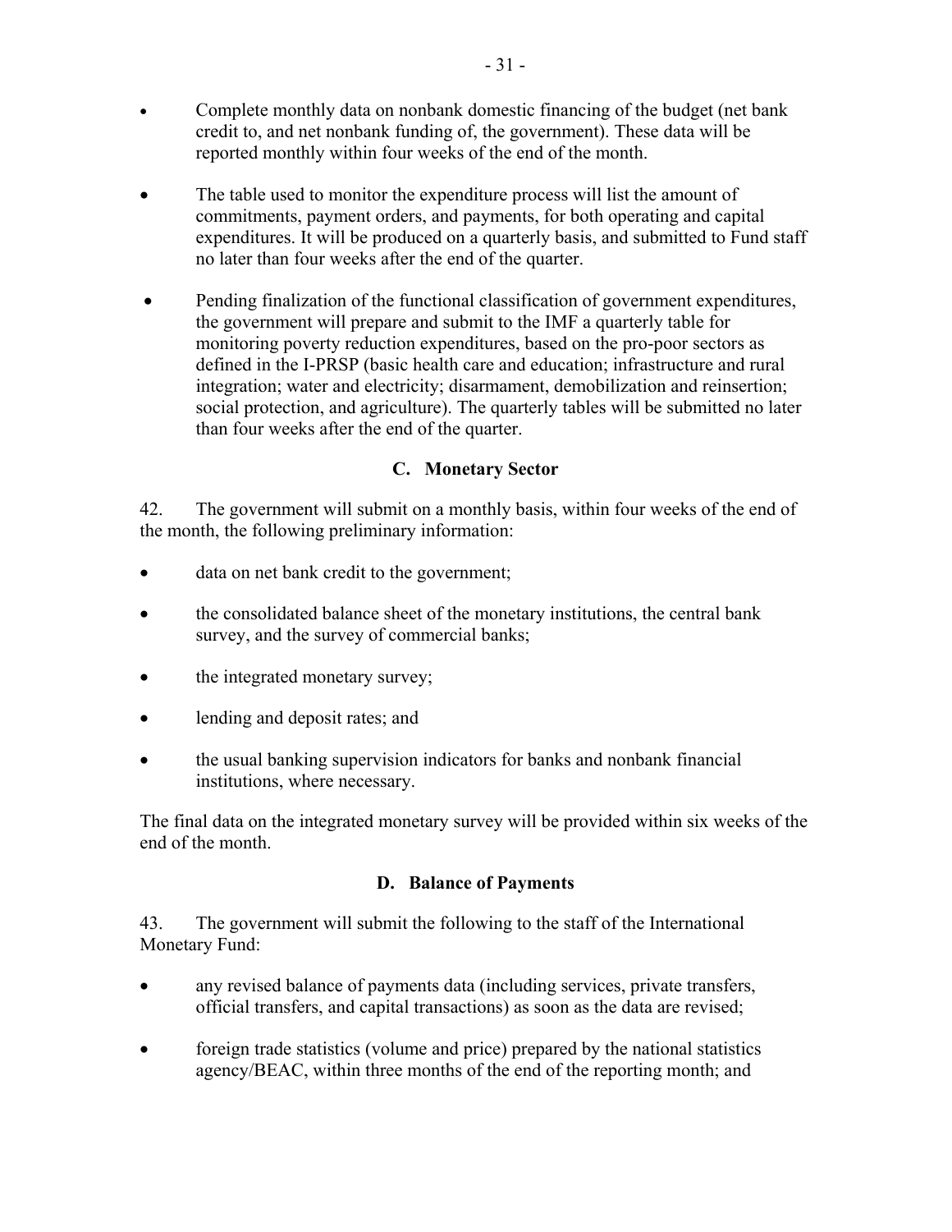- Complete monthly data on nonbank domestic financing of the budget (net bank credit to, and net nonbank funding of, the government). These data will be reported monthly within four weeks of the end of the month.

- The table used to monitor the expenditure process will list the amount of commitments, payment orders, and payments, for both operating and capital expenditures. It will be produced on a quarterly basis, and submitted to Fund staff no later than four weeks after the end of the quarter.

- Pending finalization of the functional classification of government expenditures, the government will prepare and submit to the IMF a quarterly table for monitoring poverty reduction expenditures, based on the pro-poor sectors as defined in the I-PRSP (basic health care and education; infrastructure and rural integration; water and electricity; disarmament, demobilization and reinsertion; social protection, and agriculture). The quarterly tables will be submitted no later than four weeks after the end of the quarter.

### C. Monetary Sector

42. The government will submit on a monthly basis, within four weeks of the end of the month, the following preliminary information:

- data on net bank credit to the government;

- the consolidated balance sheet of the monetary institutions, the central bank survey, and the survey of commercial banks;

- the integrated monetary survey;

- lending and deposit rates; and

- the usual banking supervision indicators for banks and nonbank financial institutions, where necessary.

The final data on the integrated monetary survey will be provided within six weeks of the end of the month.

### D. Balance of Payments

43. The government will submit the following to the staff of the International Monetary Fund:

- any revised balance of payments data (including services, private transfers, official transfers, and capital transactions) as soon as the data are revised;

- foreign trade statistics (volume and price) prepared by the national statistics agency/BEAC, within three months of the end of the reporting month; and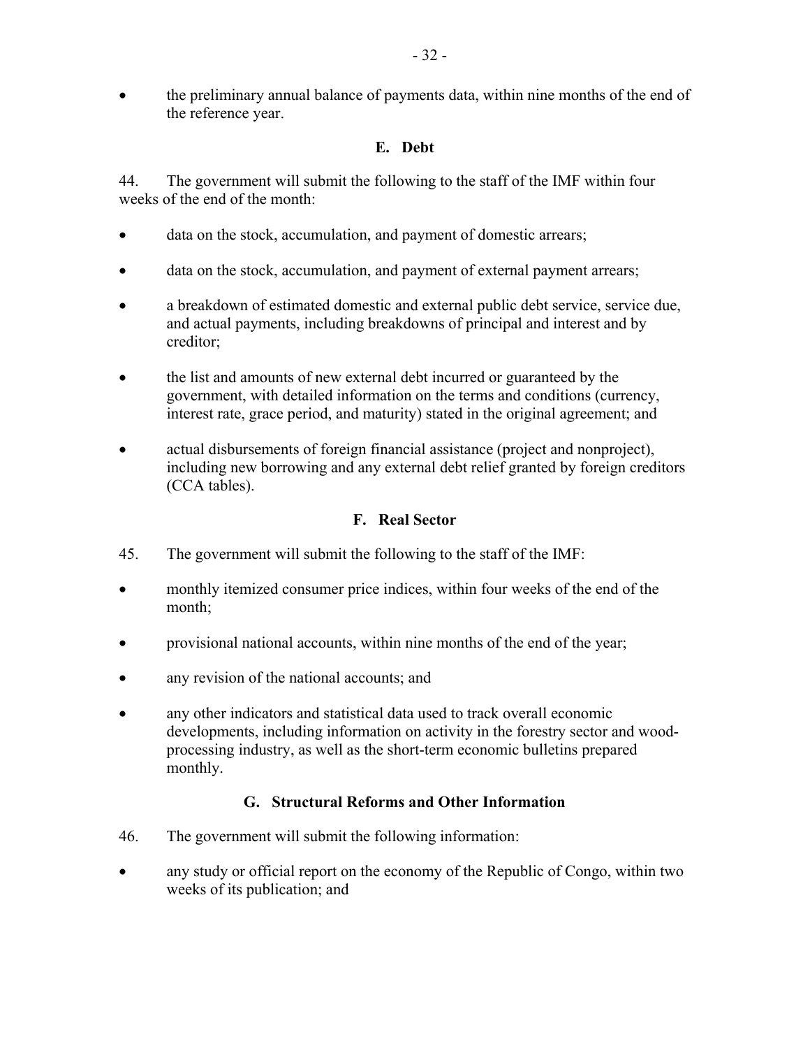- the preliminary annual balance of payments data, within nine months of the end of the reference year.

### E. Debt

44. The government will submit the following to the staff of the IMF within four weeks of the end of the month:

- data on the stock, accumulation, and payment of domestic arrears;
- data on the stock, accumulation, and payment of external payment arrears;
- a breakdown of estimated domestic and external public debt service, service due, and actual payments, including breakdowns of principal and interest and by creditor;
- the list and amounts of new external debt incurred or guaranteed by the government, with detailed information on the terms and conditions (currency, interest rate, grace period, and maturity) stated in the original agreement; and
- actual disbursements of foreign financial assistance (project and nonproject), including new borrowing and any external debt relief granted by foreign creditors (CCA tables).

### F. Real Sector

45. The government will submit the following to the staff of the IMF:

- monthly itemized consumer price indices, within four weeks of the end of the month;
- provisional national accounts, within nine months of the end of the year;
- any revision of the national accounts; and
- any other indicators and statistical data used to track overall economic developments, including information on activity in the forestry sector and wood-processing industry, as well as the short-term economic bulletins prepared monthly.

### G. Structural Reforms and Other Information

46. The government will submit the following information:

- any study or official report on the economy of the Republic of Congo, within two weeks of its publication; and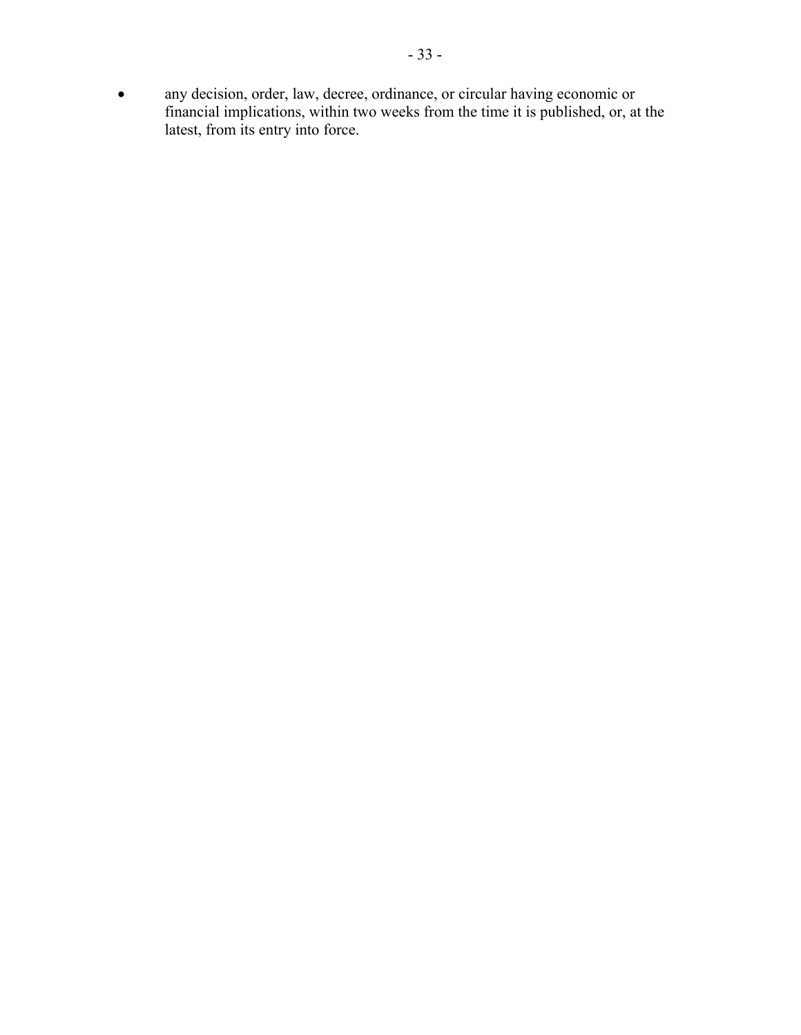- any decision, order, law, decree, ordinance, or circular having economic or financial implications, within two weeks from the time it is published, or, at the latest, from its entry into force.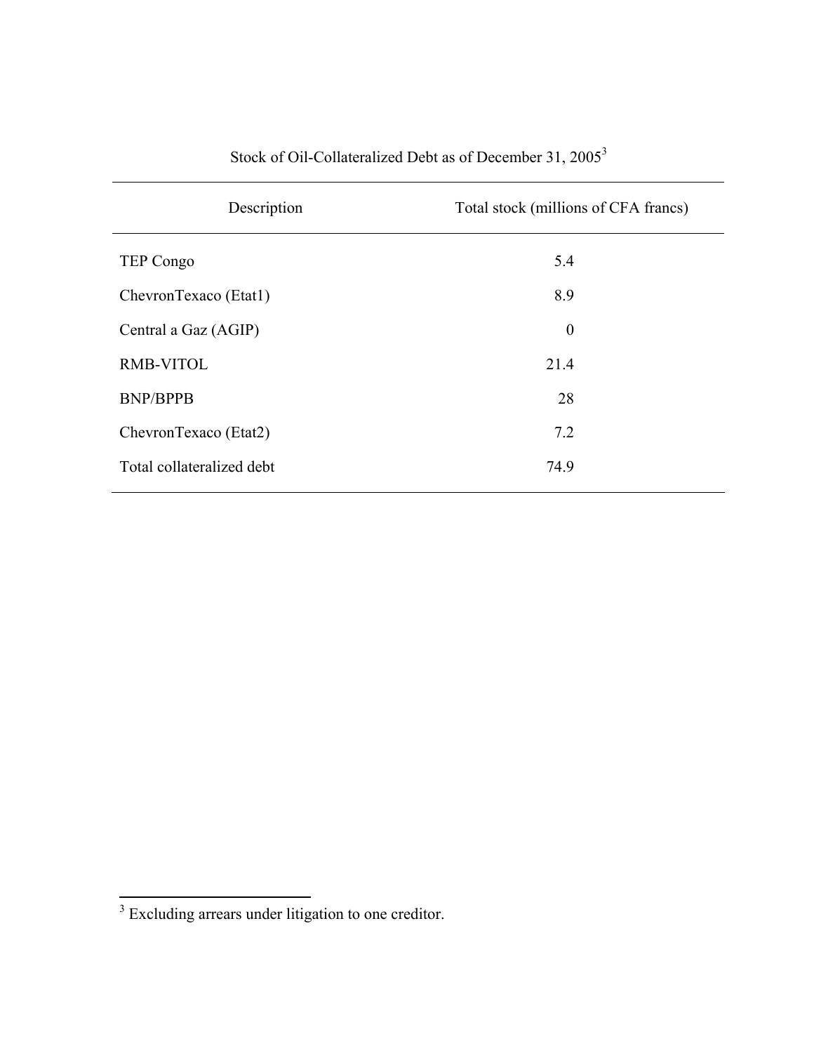Stock of Oil-Collateralized Debt as of December 31, 2005[3]

| Description | Total stock (millions of CFA francs) |
|---|---|
| TEP Congo | 5.4 |
| ChevronTexaco (Etat1) | 8.9 |
| Central a Gaz (AGIP) | 0 |
| RMB-VITOL | 21.4 |
| BNP/BPPB | 28 |
| ChevronTexaco (Etat2) | 7.2 |
| Total collateralized debt | 74.9 |

[3] Excluding arrears under litigation to one creditor.